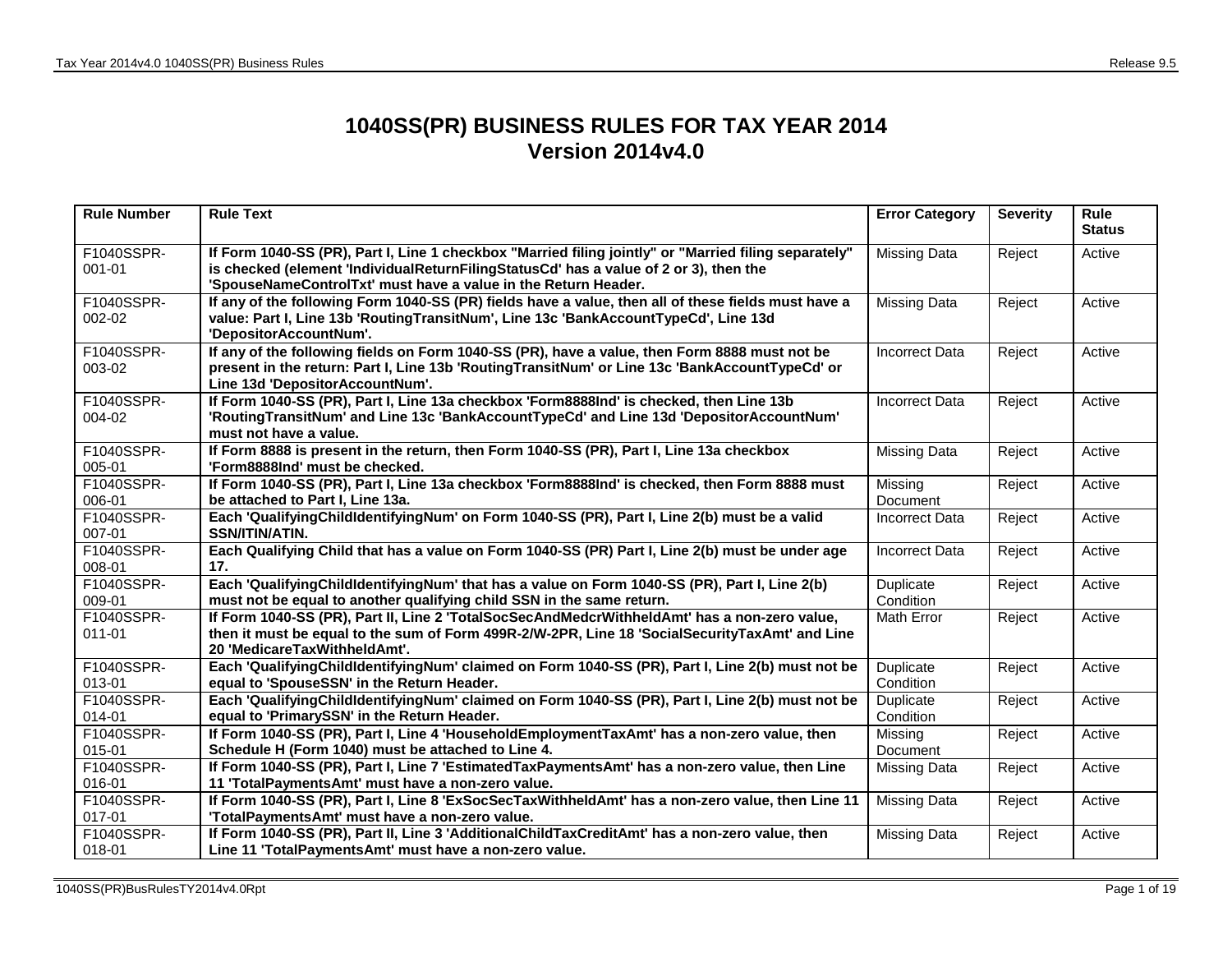# 1040SS(PR) BUSINESS RULES FOR TAX YEAR 2014
# Version 2014v4.0

| Rule Number | Rule Text | Error Category | Severity | Rule Status |
|---|---|---|---|---|
| F1040SSPR-001-01 | **If Form 1040-SS (PR), Part I, Line 1 checkbox "Married filing jointly" or "Married filing separately" is checked (element 'IndividualReturnFilingStatusCd' has a value of 2 or 3), then the 'SpouseNameControlTxt' must have a value in the Return Header.** | Missing Data | Reject | Active |
| F1040SSPR-002-02 | **If any of the following Form 1040-SS (PR) fields have a value, then all of these fields must have a value: Part I, Line 13b 'RoutingTransitNum', Line 13c 'BankAccountTypeCd', Line 13d 'DepositorAccountNum'.** | Missing Data | Reject | Active |
| F1040SSPR-003-02 | **If any of the following fields on Form 1040-SS (PR), have a value, then Form 8888 must not be present in the return: Part I, Line 13b 'RoutingTransitNum' or Line 13c 'BankAccountTypeCd' or Line 13d 'DepositorAccountNum'.** | Incorrect Data | Reject | Active |
| F1040SSPR-004-02 | **If Form 1040-SS (PR), Part I, Line 13a checkbox 'Form8888Ind' is checked, then Line 13b 'RoutingTransitNum' and Line 13c 'BankAccountTypeCd' and Line 13d 'DepositorAccountNum' must not have a value.** | Incorrect Data | Reject | Active |
| F1040SSPR-005-01 | **If Form 8888 is present in the return, then Form 1040-SS (PR), Part I, Line 13a checkbox 'Form8888Ind' must be checked.** | Missing Data | Reject | Active |
| F1040SSPR-006-01 | **If Form 1040-SS (PR), Part I, Line 13a checkbox 'Form8888Ind' is checked, then Form 8888 must be attached to Part I, Line 13a.** | Missing Document | Reject | Active |
| F1040SSPR-007-01 | **Each 'QualifyingChildIdentifyingNum' on Form 1040-SS (PR), Part I, Line 2(b) must be a valid SSN/ITIN/ATIN.** | Incorrect Data | Reject | Active |
| F1040SSPR-008-01 | **Each Qualifying Child that has a value on Form 1040-SS (PR) Part I, Line 2(b) must be under age 17.** | Incorrect Data | Reject | Active |
| F1040SSPR-009-01 | **Each 'QualifyingChildIdentifyingNum' that has a value on Form 1040-SS (PR), Part I, Line 2(b) must not be equal to another qualifying child SSN in the same return.** | Duplicate Condition | Reject | Active |
| F1040SSPR-011-01 | **If Form 1040-SS (PR), Part II, Line 2 'TotalSocSecAndMedcrWithheldAmt' has a non-zero value, then it must be equal to the sum of Form 499R-2/W-2PR, Line 18 'SocialSecurityTaxAmt' and Line 20 'MedicareTaxWithheldAmt'.** | Math Error | Reject | Active |
| F1040SSPR-013-01 | **Each 'QualifyingChildIdentifyingNum' claimed on Form 1040-SS (PR), Part I, Line 2(b) must not be equal to 'SpouseSSN' in the Return Header.** | Duplicate Condition | Reject | Active |
| F1040SSPR-014-01 | **Each 'QualifyingChildIdentifyingNum' claimed on Form 1040-SS (PR), Part I, Line 2(b) must not be equal to 'PrimarySSN' in the Return Header.** | Duplicate Condition | Reject | Active |
| F1040SSPR-015-01 | **If Form 1040-SS (PR), Part I, Line 4 'HouseholdEmploymentTaxAmt' has a non-zero value, then Schedule H (Form 1040) must be attached to Line 4.** | Missing Document | Reject | Active |
| F1040SSPR-016-01 | **If Form 1040-SS (PR), Part I, Line 7 'EstimatedTaxPaymentsAmt' has a non-zero value, then Line 11 'TotalPaymentsAmt' must have a non-zero value.** | Missing Data | Reject | Active |
| F1040SSPR-017-01 | **If Form 1040-SS (PR), Part I, Line 8 'ExSocSecTaxWithheldAmt' has a non-zero value, then Line 11 'TotalPaymentsAmt' must have a non-zero value.** | Missing Data | Reject | Active |
| F1040SSPR-018-01 | **If Form 1040-SS (PR), Part II, Line 3 'AdditionalChildTaxCreditAmt' has a non-zero value, then Line 11 'TotalPaymentsAmt' must have a non-zero value.** | Missing Data | Reject | Active |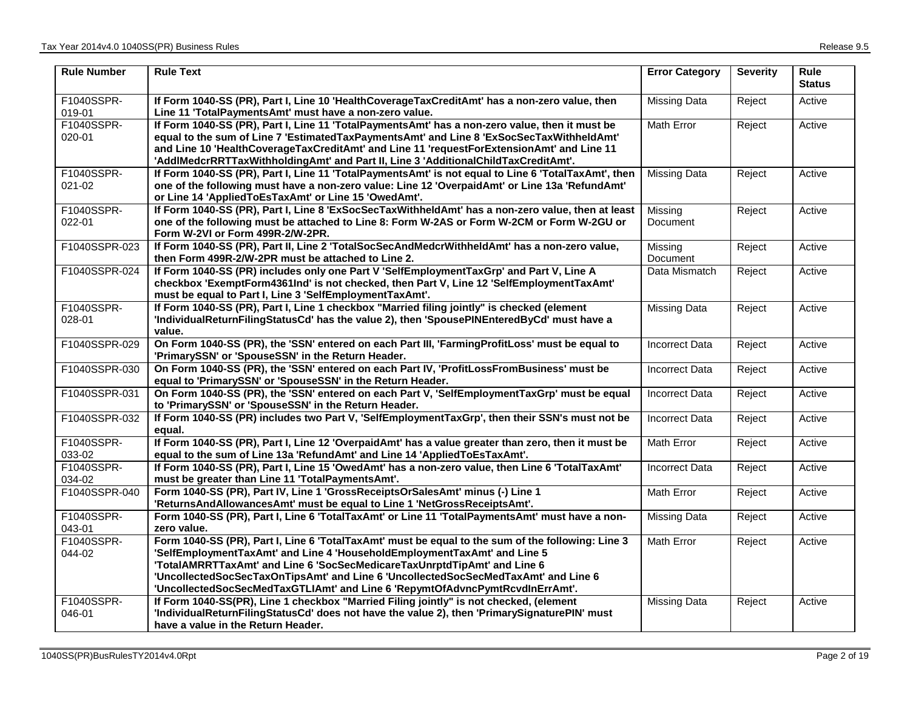| Rule Number | Rule Text | Error Category | Severity | Rule Status |
|---|---|---|---|---|
| F1040SSPR-019-01 | **If Form 1040-SS (PR), Part I, Line 10 'HealthCoverageTaxCreditAmt' has a non-zero value, then Line 11 'TotalPaymentsAmt' must have a non-zero value.** | Missing Data | Reject | Active |
| F1040SSPR-020-01 | **If Form 1040-SS (PR), Part I, Line 11 'TotalPaymentsAmt' has a non-zero value, then it must be equal to the sum of Line 7 'EstimatedTaxPaymentsAmt' and Line 8 'ExSocSecTaxWithheldAmt' and Line 10 'HealthCoverageTaxCreditAmt' and Line 11 'requestForExtensionAmt' and Line 11 'AddlMedcrRRTTaxWithholdingAmt' and Part II, Line 3 'AdditionalChildTaxCreditAmt'.** | Math Error | Reject | Active |
| F1040SSPR-021-02 | **If Form 1040-SS (PR), Part I, Line 11 'TotalPaymentsAmt' is not equal to Line 6 'TotalTaxAmt', then one of the following must have a non-zero value: Line 12 'OverpaidAmt' or Line 13a 'RefundAmt' or Line 14 'AppliedToEsTaxAmt' or Line 15 'OwedAmt'.** | Missing Data | Reject | Active |
| F1040SSPR-022-01 | **If Form 1040-SS (PR), Part I, Line 8 'ExSocSecTaxWithheldAmt' has a non-zero value, then at least one of the following must be attached to Line 8: Form W-2AS or Form W-2CM or Form W-2GU or Form W-2VI or Form 499R-2/W-2PR.** | Missing Document | Reject | Active |
| F1040SSPR-023 | **If Form 1040-SS (PR), Part II, Line 2 'TotalSocSecAndMedcrWithheldAmt' has a non-zero value, then Form 499R-2/W-2PR must be attached to Line 2.** | Missing Document | Reject | Active |
| F1040SSPR-024 | **If Form 1040-SS (PR) includes only one Part V 'SelfEmploymentTaxGrp' and Part V, Line A checkbox 'ExemptForm4361Ind' is not checked, then Part V, Line 12 'SelfEmploymentTaxAmt' must be equal to Part I, Line 3 'SelfEmploymentTaxAmt'.** | Data Mismatch | Reject | Active |
| F1040SSPR-028-01 | **If Form 1040-SS (PR), Part I, Line 1 checkbox "Married filing jointly" is checked (element 'IndividualReturnFilingStatusCd' has the value 2), then 'SpousePINEnteredByCd' must have a value.** | Missing Data | Reject | Active |
| F1040SSPR-029 | **On Form 1040-SS (PR), the 'SSN' entered on each Part III, 'FarmingProfitLoss' must be equal to 'PrimarySSN' or 'SpouseSSN' in the Return Header.** | Incorrect Data | Reject | Active |
| F1040SSPR-030 | **On Form 1040-SS (PR), the 'SSN' entered on each Part IV, 'ProfitLossFromBusiness' must be equal to 'PrimarySSN' or 'SpouseSSN' in the Return Header.** | Incorrect Data | Reject | Active |
| F1040SSPR-031 | **On Form 1040-SS (PR), the 'SSN' entered on each Part V, 'SelfEmploymentTaxGrp' must be equal to 'PrimarySSN' or 'SpouseSSN' in the Return Header.** | Incorrect Data | Reject | Active |
| F1040SSPR-032 | **If Form 1040-SS (PR) includes two Part V, 'SelfEmploymentTaxGrp', then their SSN's must not be equal.** | Incorrect Data | Reject | Active |
| F1040SSPR-033-02 | **If Form 1040-SS (PR), Part I, Line 12 'OverpaidAmt' has a value greater than zero, then it must be equal to the sum of Line 13a 'RefundAmt' and Line 14 'AppliedToEsTaxAmt'.** | Math Error | Reject | Active |
| F1040SSPR-034-02 | **If Form 1040-SS (PR), Part I, Line 15 'OwedAmt' has a non-zero value, then Line 6 'TotalTaxAmt' must be greater than Line 11 'TotalPaymentsAmt'.** | Incorrect Data | Reject | Active |
| F1040SSPR-040 | **Form 1040-SS (PR), Part IV, Line 1 'GrossReceiptsOrSalesAmt' minus (-) Line 1 'ReturnsAndAllowancesAmt' must be equal to Line 1 'NetGrossReceiptsAmt'.** | Math Error | Reject | Active |
| F1040SSPR-043-01 | **Form 1040-SS (PR), Part I, Line 6 'TotalTaxAmt' or Line 11 'TotalPaymentsAmt' must have a non-zero value.** | Missing Data | Reject | Active |
| F1040SSPR-044-02 | **Form 1040-SS (PR), Part I, Line 6 'TotalTaxAmt' must be equal to the sum of the following: Line 3 'SelfEmploymentTaxAmt' and Line 4 'HouseholdEmploymentTaxAmt' and Line 5 'TotalAMRRTTaxAmt' and Line 6 'SocSecMedicareTaxUnrptdTipAmt' and Line 6 'UncollectedSocSecTaxOnTipsAmt' and Line 6 'UncollectedSocSecMedTaxAmt' and Line 6 'UncollectedSocSecMedTaxGTLIAmt' and Line 6 'RepymtOfAdvncPymtRcvdInErrAmt'.** | Math Error | Reject | Active |
| F1040SSPR-046-01 | **If Form 1040-SS(PR), Line 1 checkbox "Married Filing jointly" is not checked, (element 'IndividualReturnFilingStatusCd' does not have the value 2), then 'PrimarySignaturePIN' must have a value in the Return Header.** | Missing Data | Reject | Active |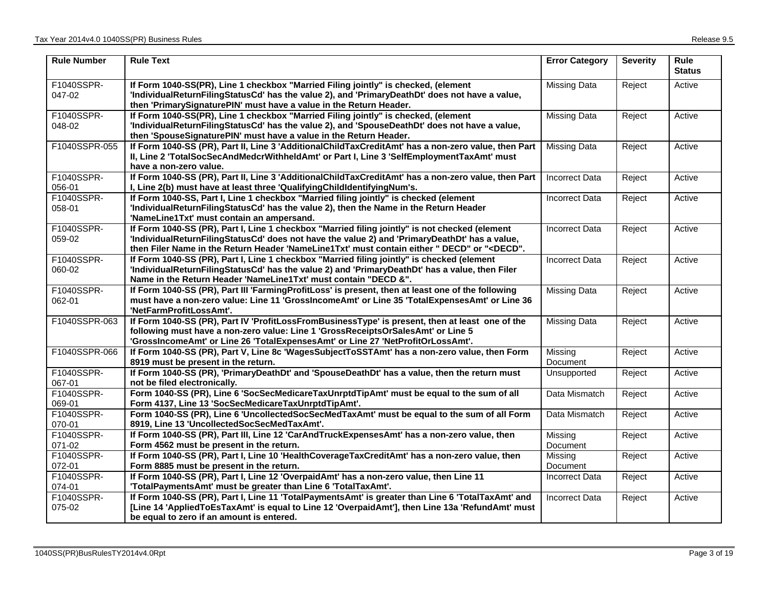| Rule Number | Rule Text | Error Category | Severity | Rule Status |
|---|---|---|---|---|
| F1040SSPR-047-02 | **If Form 1040-SS(PR), Line 1 checkbox "Married Filing jointly" is checked, (element 'IndividualReturnFilingStatusCd' has the value 2), and 'PrimaryDeathDt' does not have a value, then 'PrimarySignaturePIN' must have a value in the Return Header.** | Missing Data | Reject | Active |
| F1040SSPR-048-02 | **If Form 1040-SS(PR), Line 1 checkbox "Married Filing jointly" is checked, (element 'IndividualReturnFilingStatusCd' has the value 2), and 'SpouseDeathDt' does not have a value, then 'SpouseSignaturePIN' must have a value in the Return Header.** | Missing Data | Reject | Active |
| F1040SSPR-055 | **If Form 1040-SS (PR), Part II, Line 3 'AdditionalChildTaxCreditAmt' has a non-zero value, then Part II, Line 2 'TotalSocSecAndMedcrWithheldAmt' or Part I, Line 3 'SelfEmploymentTaxAmt' must have a non-zero value.** | Missing Data | Reject | Active |
| F1040SSPR-056-01 | **If Form 1040-SS (PR), Part II, Line 3 'AdditionalChildTaxCreditAmt' has a non-zero value, then Part I, Line 2(b) must have at least three 'QualifyingChildIdentifyingNum's.** | Incorrect Data | Reject | Active |
| F1040SSPR-058-01 | **If Form 1040-SS, Part I, Line 1 checkbox "Married filing jointly" is checked (element 'IndividualReturnFilingStatusCd' has the value 2), then the Name in the Return Header 'NameLine1Txt' must contain an ampersand.** | Incorrect Data | Reject | Active |
| F1040SSPR-059-02 | **If Form 1040-SS (PR), Part I, Line 1 checkbox "Married filing jointly" is not checked (element 'IndividualReturnFilingStatusCd' does not have the value 2) and 'PrimaryDeathDt' has a value, then Filer Name in the Return Header 'NameLine1Txt' must contain either " DECD" or "<DECD".** | Incorrect Data | Reject | Active |
| F1040SSPR-060-02 | **If Form 1040-SS (PR), Part I, Line 1 checkbox "Married filing jointly" is checked (element 'IndividualReturnFilingStatusCd' has the value 2) and 'PrimaryDeathDt' has a value, then Filer Name in the Return Header 'NameLine1Txt' must contain "DECD &".** | Incorrect Data | Reject | Active |
| F1040SSPR-062-01 | **If Form 1040-SS (PR), Part III 'FarmingProfitLoss' is present, then at least one of the following must have a non-zero value: Line 11 'GrossIncomeAmt' or Line 35 'TotalExpensesAmt' or Line 36 'NetFarmProfitLossAmt'.** | Missing Data | Reject | Active |
| F1040SSPR-063 | **If Form 1040-SS (PR), Part IV 'ProfitLossFromBusinessType' is present, then at least one of the following must have a non-zero value: Line 1 'GrossReceiptsOrSalesAmt' or Line 5 'GrossIncomeAmt' or Line 26 'TotalExpensesAmt' or Line 27 'NetProfitOrLossAmt'.** | Missing Data | Reject | Active |
| F1040SSPR-066 | **If Form 1040-SS (PR), Part V, Line 8c 'WagesSubjectToSSTAmt' has a non-zero value, then Form 8919 must be present in the return.** | Missing Document | Reject | Active |
| F1040SSPR-067-01 | **If Form 1040-SS (PR), 'PrimaryDeathDt' and 'SpouseDeathDt' has a value, then the return must not be filed electronically.** | Unsupported | Reject | Active |
| F1040SSPR-069-01 | **Form 1040-SS (PR), Line 6 'SocSecMedicareTaxUnrptdTipAmt' must be equal to the sum of all Form 4137, Line 13 'SocSecMedicareTaxUnrptdTipAmt'.** | Data Mismatch | Reject | Active |
| F1040SSPR-070-01 | **Form 1040-SS (PR), Line 6 'UncollectedSocSecMedTaxAmt' must be equal to the sum of all Form 8919, Line 13 'UncollectedSocSecMedTaxAmt'.** | Data Mismatch | Reject | Active |
| F1040SSPR-071-02 | **If Form 1040-SS (PR), Part III, Line 12 'CarAndTruckExpensesAmt' has a non-zero value, then Form 4562 must be present in the return.** | Missing Document | Reject | Active |
| F1040SSPR-072-01 | **If Form 1040-SS (PR), Part I, Line 10 'HealthCoverageTaxCreditAmt' has a non-zero value, then Form 8885 must be present in the return.** | Missing Document | Reject | Active |
| F1040SSPR-074-01 | **If Form 1040-SS (PR), Part I, Line 12 'OverpaidAmt' has a non-zero value, then Line 11 'TotalPaymentsAmt' must be greater than Line 6 'TotalTaxAmt'.** | Incorrect Data | Reject | Active |
| F1040SSPR-075-02 | **If Form 1040-SS (PR), Part I, Line 11 'TotalPaymentsAmt' is greater than Line 6 'TotalTaxAmt' and [Line 14 'AppliedToEsTaxAmt' is equal to Line 12 'OverpaidAmt'], then Line 13a 'RefundAmt' must be equal to zero if an amount is entered.** | Incorrect Data | Reject | Active |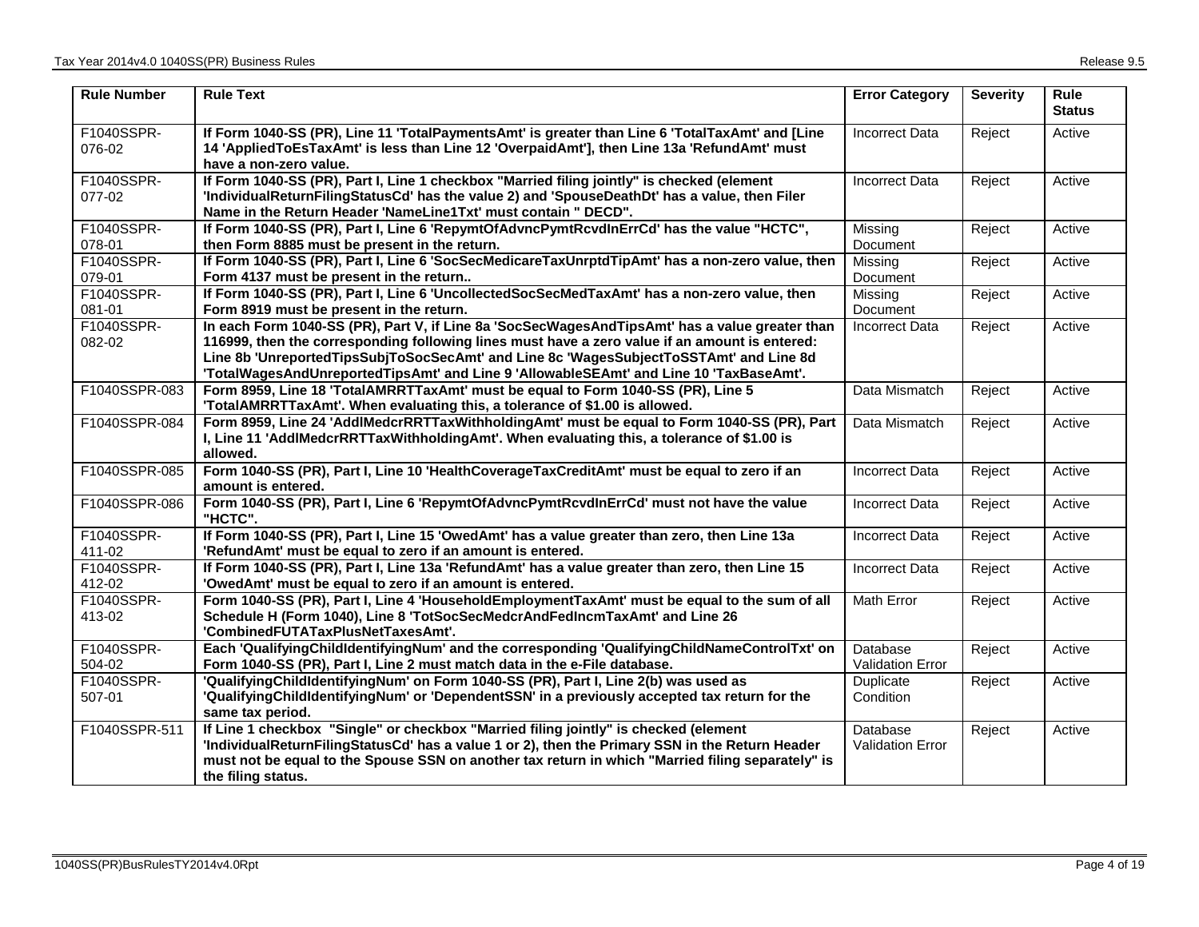| Rule Number | Rule Text | Error Category | Severity | Rule Status |
|---|---|---|---|---|
| F1040SSPR-076-02 | **If Form 1040-SS (PR), Line 11 'TotalPaymentsAmt' is greater than Line 6 'TotalTaxAmt' and [Line 14 'AppliedToEsTaxAmt' is less than Line 12 'OverpaidAmt'], then Line 13a 'RefundAmt' must have a non-zero value.** | Incorrect Data | Reject | Active |
| F1040SSPR-077-02 | **If Form 1040-SS (PR), Part I, Line 1 checkbox "Married filing jointly" is checked (element 'IndividualReturnFilingStatusCd' has the value 2) and 'SpouseDeathDt' has a value, then Filer Name in the Return Header 'NameLine1Txt' must contain " DECD".** | Incorrect Data | Reject | Active |
| F1040SSPR-078-01 | **If Form 1040-SS (PR), Part I, Line 6 'RepymtOfAdvncPymtRcvdInErrCd' has the value "HCTC", then Form 8885 must be present in the return.** | Missing Document | Reject | Active |
| F1040SSPR-079-01 | **If Form 1040-SS (PR), Part I, Line 6 'SocSecMedicareTaxUnrptdTipAmt' has a non-zero value, then Form 4137 must be present in the return..** | Missing Document | Reject | Active |
| F1040SSPR-081-01 | **If Form 1040-SS (PR), Part I, Line 6 'UncollectedSocSecMedTaxAmt' has a non-zero value, then Form 8919 must be present in the return.** | Missing Document | Reject | Active |
| F1040SSPR-082-02 | **In each Form 1040-SS (PR), Part V, if Line 8a 'SocSecWagesAndTipsAmt' has a value greater than 116999, then the corresponding following lines must have a zero value if an amount is entered: Line 8b 'UnreportedTipsSubjToSocSecAmt' and Line 8c 'WagesSubjectToSSTAmt' and Line 8d 'TotalWagesAndUnreportedTipsAmt' and Line 9 'AllowableSEAmt' and Line 10 'TaxBaseAmt'.** | Incorrect Data | Reject | Active |
| F1040SSPR-083 | **Form 8959, Line 18 'TotalAMRRTTaxAmt' must be equal to Form 1040-SS (PR), Line 5 'TotalAMRRTTaxAmt'. When evaluating this, a tolerance of $1.00 is allowed.** | Data Mismatch | Reject | Active |
| F1040SSPR-084 | **Form 8959, Line 24 'AddlMedcrRRTTaxWithholdingAmt' must be equal to Form 1040-SS (PR), Part I, Line 11 'AddlMedcrRRTTaxWithholdingAmt'. When evaluating this, a tolerance of $1.00 is allowed.** | Data Mismatch | Reject | Active |
| F1040SSPR-085 | **Form 1040-SS (PR), Part I, Line 10 'HealthCoverageTaxCreditAmt' must be equal to zero if an amount is entered.** | Incorrect Data | Reject | Active |
| F1040SSPR-086 | **Form 1040-SS (PR), Part I, Line 6 'RepymtOfAdvncPymtRcvdInErrCd' must not have the value "HCTC".** | Incorrect Data | Reject | Active |
| F1040SSPR-411-02 | **If Form 1040-SS (PR), Part I, Line 15 'OwedAmt' has a value greater than zero, then Line 13a 'RefundAmt' must be equal to zero if an amount is entered.** | Incorrect Data | Reject | Active |
| F1040SSPR-412-02 | **If Form 1040-SS (PR), Part I, Line 13a 'RefundAmt' has a value greater than zero, then Line 15 'OwedAmt' must be equal to zero if an amount is entered.** | Incorrect Data | Reject | Active |
| F1040SSPR-413-02 | **Form 1040-SS (PR), Part I, Line 4 'HouseholdEmploymentTaxAmt' must be equal to the sum of all Schedule H (Form 1040), Line 8 'TotSocSecMedcrAndFedIncmTaxAmt' and Line 26 'CombinedFUTATaxPlusNetTaxesAmt'.** | Math Error | Reject | Active |
| F1040SSPR-504-02 | **Each 'QualifyingChildIdentifyingNum' and the corresponding 'QualifyingChildNameControlTxt' on Form 1040-SS (PR), Part I, Line 2 must match data in the e-File database.** | Database Validation Error | Reject | Active |
| F1040SSPR-507-01 | **'QualifyingChildIdentifyingNum' on Form 1040-SS (PR), Part I, Line 2(b) was used as 'QualifyingChildIdentifyingNum' or 'DependentSSN' in a previously accepted tax return for the same tax period.** | Duplicate Condition | Reject | Active |
| F1040SSPR-511 | **If Line 1 checkbox "Single" or checkbox "Married filing jointly" is checked (element 'IndividualReturnFilingStatusCd' has a value 1 or 2), then the Primary SSN in the Return Header must not be equal to the Spouse SSN on another tax return in which "Married filing separately" is the filing status.** | Database Validation Error | Reject | Active |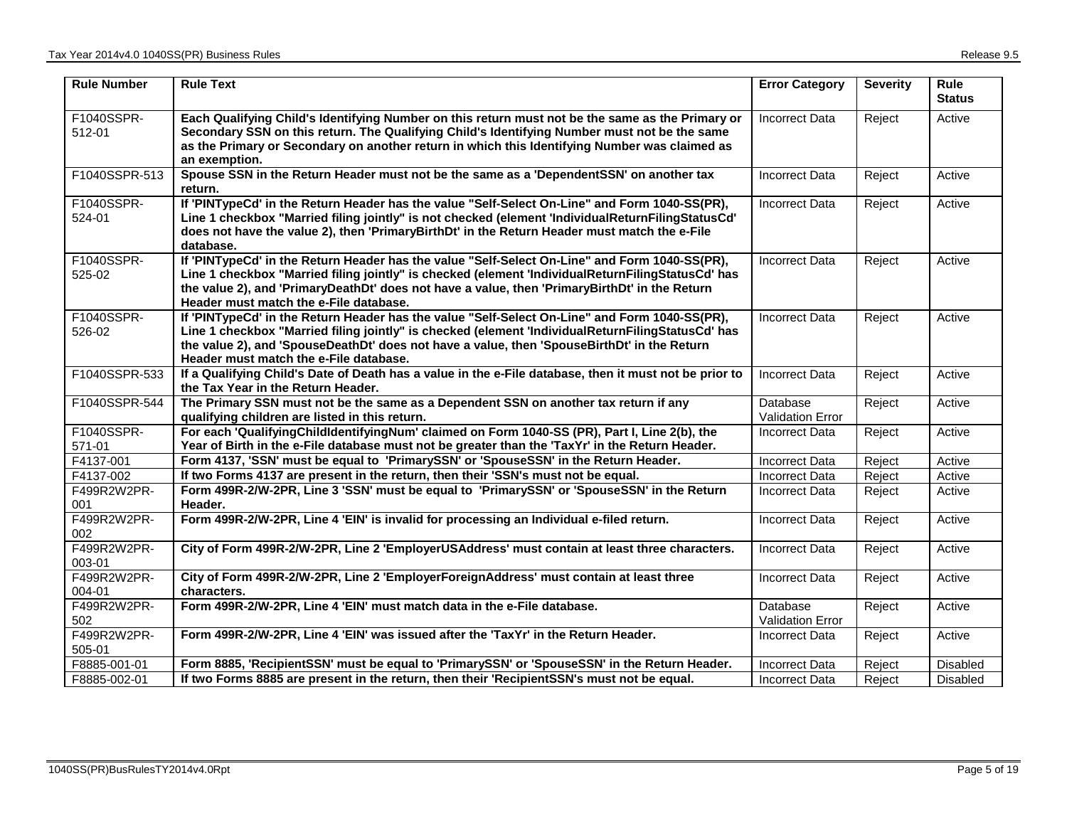| Rule Number | Rule Text | Error Category | Severity | Rule Status |
|---|---|---|---|---|
| F1040SSPR-512-01 | **Each Qualifying Child's Identifying Number on this return must not be the same as the Primary or Secondary SSN on this return. The Qualifying Child's Identifying Number must not be the same as the Primary or Secondary on another return in which this Identifying Number was claimed as an exemption.** | Incorrect Data | Reject | Active |
| F1040SSPR-513 | **Spouse SSN in the Return Header must not be the same as a 'DependentSSN' on another tax return.** | Incorrect Data | Reject | Active |
| F1040SSPR-524-01 | **If 'PINTypeCd' in the Return Header has the value "Self-Select On-Line" and Form 1040-SS(PR), Line 1 checkbox "Married filing jointly" is not checked (element 'IndividualReturnFilingStatusCd' does not have the value 2), then 'PrimaryBirthDt' in the Return Header must match the e-File database.** | Incorrect Data | Reject | Active |
| F1040SSPR-525-02 | **If 'PINTypeCd' in the Return Header has the value "Self-Select On-Line" and Form 1040-SS(PR), Line 1 checkbox "Married filing jointly" is checked (element 'IndividualReturnFilingStatusCd' has the value 2), and 'PrimaryDeathDt' does not have a value, then 'PrimaryBirthDt' in the Return Header must match the e-File database.** | Incorrect Data | Reject | Active |
| F1040SSPR-526-02 | **If 'PINTypeCd' in the Return Header has the value "Self-Select On-Line" and Form 1040-SS(PR), Line 1 checkbox "Married filing jointly" is checked (element 'IndividualReturnFilingStatusCd' has the value 2), and 'SpouseDeathDt' does not have a value, then 'SpouseBirthDt' in the Return Header must match the e-File database.** | Incorrect Data | Reject | Active |
| F1040SSPR-533 | **If a Qualifying Child's Date of Death has a value in the e-File database, then it must not be prior to the Tax Year in the Return Header.** | Incorrect Data | Reject | Active |
| F1040SSPR-544 | **The Primary SSN must not be the same as a Dependent SSN on another tax return if any qualifying children are listed in this return.** | Database Validation Error | Reject | Active |
| F1040SSPR-571-01 | **For each 'QualifyingChildIdentifyingNum' claimed on Form 1040-SS (PR), Part I, Line 2(b), the Year of Birth in the e-File database must not be greater than the 'TaxYr' in the Return Header.** | Incorrect Data | Reject | Active |
| F4137-001 | **Form 4137, 'SSN' must be equal to 'PrimarySSN' or 'SpouseSSN' in the Return Header.** | Incorrect Data | Reject | Active |
| F4137-002 | **If two Forms 4137 are present in the return, then their 'SSN's must not be equal.** | Incorrect Data | Reject | Active |
| F499R2W2PR-001 | **Form 499R-2/W-2PR, Line 3 'SSN' must be equal to 'PrimarySSN' or 'SpouseSSN' in the Return Header.** | Incorrect Data | Reject | Active |
| F499R2W2PR-002 | **Form 499R-2/W-2PR, Line 4 'EIN' is invalid for processing an Individual e-filed return.** | Incorrect Data | Reject | Active |
| F499R2W2PR-003-01 | **City of Form 499R-2/W-2PR, Line 2 'EmployerUSAddress' must contain at least three characters.** | Incorrect Data | Reject | Active |
| F499R2W2PR-004-01 | **City of Form 499R-2/W-2PR, Line 2 'EmployerForeignAddress' must contain at least three characters.** | Incorrect Data | Reject | Active |
| F499R2W2PR-502 | **Form 499R-2/W-2PR, Line 4 'EIN' must match data in the e-File database.** | Database Validation Error | Reject | Active |
| F499R2W2PR-505-01 | **Form 499R-2/W-2PR, Line 4 'EIN' was issued after the 'TaxYr' in the Return Header.** | Incorrect Data | Reject | Active |
| F8885-001-01 | **Form 8885, 'RecipientSSN' must be equal to 'PrimarySSN' or 'SpouseSSN' in the Return Header.** | Incorrect Data | Reject | Disabled |
| F8885-002-01 | **If two Forms 8885 are present in the return, then their 'RecipientSSN's must not be equal.** | Incorrect Data | Reject | Disabled |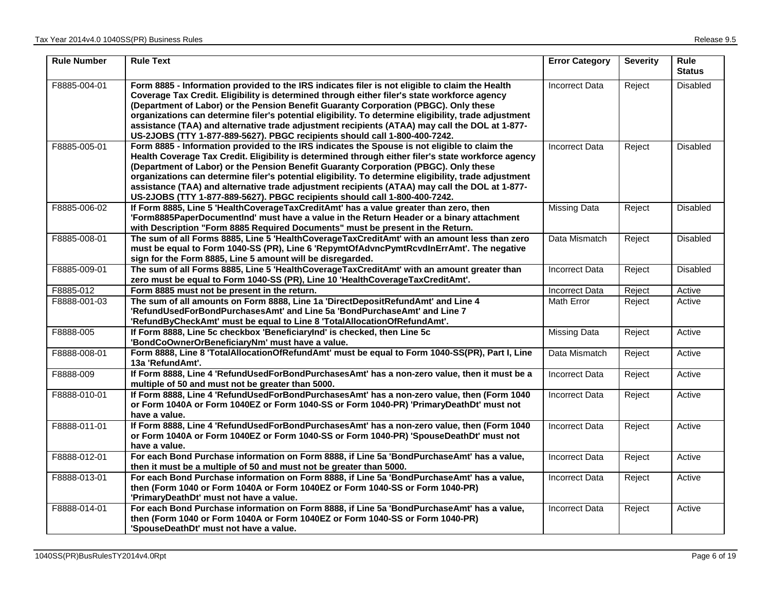| Rule Number | Rule Text | Error Category | Severity | Rule Status |
| --- | --- | --- | --- | --- |
| F8885-004-01 | **Form 8885 - Information provided to the IRS indicates filer is not eligible to claim the Health Coverage Tax Credit. Eligibility is determined through either filer's state workforce agency (Department of Labor) or the Pension Benefit Guaranty Corporation (PBGC). Only these organizations can determine filer's potential eligibility. To determine eligibility, trade adjustment assistance (TAA) and alternative trade adjustment recipients (ATAA) may call the DOL at 1-877-US-2JOBS (TTY 1-877-889-5627). PBGC recipients should call 1-800-400-7242.** | Incorrect Data | Reject | Disabled |
| F8885-005-01 | **Form 8885 - Information provided to the IRS indicates the Spouse is not eligible to claim the Health Coverage Tax Credit. Eligibility is determined through either filer's state workforce agency (Department of Labor) or the Pension Benefit Guaranty Corporation (PBGC). Only these organizations can determine filer's potential eligibility. To determine eligibility, trade adjustment assistance (TAA) and alternative trade adjustment recipients (ATAA) may call the DOL at 1-877-US-2JOBS (TTY 1-877-889-5627). PBGC recipients should call 1-800-400-7242.** | Incorrect Data | Reject | Disabled |
| F8885-006-02 | **If Form 8885, Line 5 'HealthCoverageTaxCreditAmt' has a value greater than zero, then 'Form8885PaperDocumentInd' must have a value in the Return Header or a binary attachment with Description "Form 8885 Required Documents" must be present in the Return.** | Missing Data | Reject | Disabled |
| F8885-008-01 | **The sum of all Forms 8885, Line 5 'HealthCoverageTaxCreditAmt' with an amount less than zero must be equal to Form 1040-SS (PR), Line 6 'RepymtOfAdvncPymtRcvdInErrAmt'. The negative sign for the Form 8885, Line 5 amount will be disregarded.** | Data Mismatch | Reject | Disabled |
| F8885-009-01 | **The sum of all Forms 8885, Line 5 'HealthCoverageTaxCreditAmt' with an amount greater than zero must be equal to Form 1040-SS (PR), Line 10 'HealthCoverageTaxCreditAmt'.** | Incorrect Data | Reject | Disabled |
| F8885-012 | **Form 8885 must not be present in the return.** | Incorrect Data | Reject | Active |
| F8888-001-03 | **The sum of all amounts on Form 8888, Line 1a 'DirectDepositRefundAmt' and Line 4 'RefundUsedForBondPurchasesAmt' and Line 5a 'BondPurchaseAmt' and Line 7 'RefundByCheckAmt' must be equal to Line 8 'TotalAllocationOfRefundAmt'.** | Math Error | Reject | Active |
| F8888-005 | **If Form 8888, Line 5c checkbox 'BeneficiaryInd' is checked, then Line 5c 'BondCoOwnerOrBeneficiaryNm' must have a value.** | Missing Data | Reject | Active |
| F8888-008-01 | **Form 8888, Line 8 'TotalAllocationOfRefundAmt' must be equal to Form 1040-SS(PR), Part I, Line 13a 'RefundAmt'.** | Data Mismatch | Reject | Active |
| F8888-009 | **If Form 8888, Line 4 'RefundUsedForBondPurchasesAmt' has a non-zero value, then it must be a multiple of 50 and must not be greater than 5000.** | Incorrect Data | Reject | Active |
| F8888-010-01 | **If Form 8888, Line 4 'RefundUsedForBondPurchasesAmt' has a non-zero value, then (Form 1040 or Form 1040A or Form 1040EZ or Form 1040-SS or Form 1040-PR) 'PrimaryDeathDt' must not have a value.** | Incorrect Data | Reject | Active |
| F8888-011-01 | **If Form 8888, Line 4 'RefundUsedForBondPurchasesAmt' has a non-zero value, then (Form 1040 or Form 1040A or Form 1040EZ or Form 1040-SS or Form 1040-PR) 'SpouseDeathDt' must not have a value.** | Incorrect Data | Reject | Active |
| F8888-012-01 | **For each Bond Purchase information on Form 8888, if Line 5a 'BondPurchaseAmt' has a value, then it must be a multiple of 50 and must not be greater than 5000.** | Incorrect Data | Reject | Active |
| F8888-013-01 | **For each Bond Purchase information on Form 8888, if Line 5a 'BondPurchaseAmt' has a value, then (Form 1040 or Form 1040A or Form 1040EZ or Form 1040-SS or Form 1040-PR) 'PrimaryDeathDt' must not have a value.** | Incorrect Data | Reject | Active |
| F8888-014-01 | **For each Bond Purchase information on Form 8888, if Line 5a 'BondPurchaseAmt' has a value, then (Form 1040 or Form 1040A or Form 1040EZ or Form 1040-SS or Form 1040-PR) 'SpouseDeathDt' must not have a value.** | Incorrect Data | Reject | Active |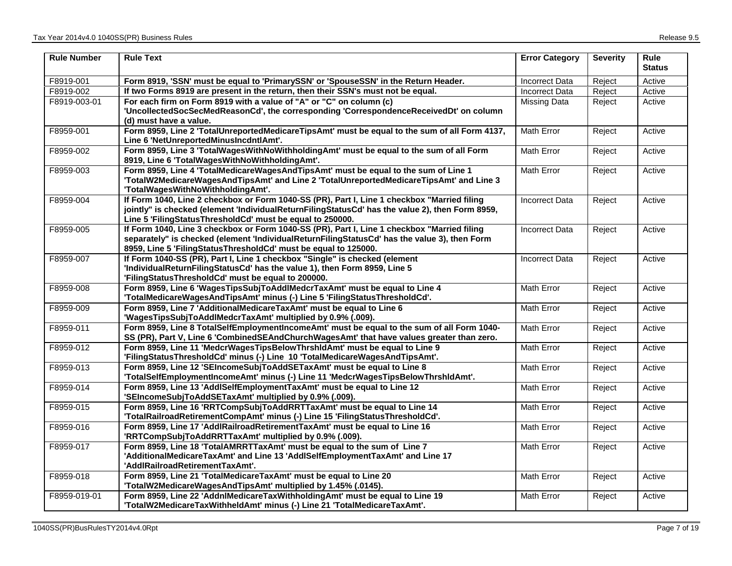| Rule Number | Rule Text | Error Category | Severity | Rule Status |
|---|---|---|---|---|
| F8919-001 | **Form 8919, 'SSN' must be equal to 'PrimarySSN' or 'SpouseSSN' in the Return Header.** | Incorrect Data | Reject | Active |
| F8919-002 | **If two Forms 8919 are present in the return, then their SSN's must not be equal.** | Incorrect Data | Reject | Active |
| F8919-003-01 | **For each firm on Form 8919 with a value of "A" or "C" on column (c) 'UncollectedSocSecMedReasonCd', the corresponding 'CorrespondenceReceivedDt' on column (d) must have a value.** | Missing Data | Reject | Active |
| F8959-001 | **Form 8959, Line 2 'TotalUnreportedMedicareTipsAmt' must be equal to the sum of all Form 4137, Line 6 'NetUnreportedMinusIncdntlAmt'.** | Math Error | Reject | Active |
| F8959-002 | **Form 8959, Line 3 'TotalWagesWithNoWithholdingAmt' must be equal to the sum of all Form 8919, Line 6 'TotalWagesWithNoWithholdingAmt'.** | Math Error | Reject | Active |
| F8959-003 | **Form 8959, Line 4 'TotalMedicareWagesAndTipsAmt' must be equal to the sum of Line 1 'TotalW2MedicareWagesAndTipsAmt' and Line 2 'TotalUnreportedMedicareTipsAmt' and Line 3 'TotalWagesWithNoWithholdingAmt'.** | Math Error | Reject | Active |
| F8959-004 | **If Form 1040, Line 2 checkbox or Form 1040-SS (PR), Part I, Line 1 checkbox "Married filing jointly" is checked (element 'IndividualReturnFilingStatusCd' has the value 2), then Form 8959, Line 5 'FilingStatusThresholdCd' must be equal to 250000.** | Incorrect Data | Reject | Active |
| F8959-005 | **If Form 1040, Line 3 checkbox or Form 1040-SS (PR), Part I, Line 1 checkbox "Married filing separately" is checked (element 'IndividualReturnFilingStatusCd' has the value 3), then Form 8959, Line 5 'FilingStatusThresholdCd' must be equal to 125000.** | Incorrect Data | Reject | Active |
| F8959-007 | **If Form 1040-SS (PR), Part I, Line 1 checkbox "Single" is checked (element 'IndividualReturnFilingStatusCd' has the value 1), then Form 8959, Line 5 'FilingStatusThresholdCd' must be equal to 200000.** | Incorrect Data | Reject | Active |
| F8959-008 | **Form 8959, Line 6 'WagesTipsSubjToAddlMedcrTaxAmt' must be equal to Line 4 'TotalMedicareWagesAndTipsAmt' minus (-) Line 5 'FilingStatusThresholdCd'.** | Math Error | Reject | Active |
| F8959-009 | **Form 8959, Line 7 'AdditionalMedicareTaxAmt' must be equal to Line 6 'WagesTipsSubjToAddlMedcrTaxAmt' multiplied by 0.9% (.009).** | Math Error | Reject | Active |
| F8959-011 | **Form 8959, Line 8 TotalSelfEmploymentIncomeAmt' must be equal to the sum of all Form 1040-SS (PR), Part V, Line 6 'CombinedSEAndChurchWagesAmt' that have values greater than zero.** | Math Error | Reject | Active |
| F8959-012 | **Form 8959, Line 11 'MedcrWagesTipsBelowThrshldAmt' must be equal to Line 9 'FilingStatusThresholdCd' minus (-) Line 10 'TotalMedicareWagesAndTipsAmt'.** | Math Error | Reject | Active |
| F8959-013 | **Form 8959, Line 12 'SEIncomeSubjToAddSETaxAmt' must be equal to Line 8 'TotalSelfEmploymentIncomeAmt' minus (-) Line 11 'MedcrWagesTipsBelowThrshldAmt'.** | Math Error | Reject | Active |
| F8959-014 | **Form 8959, Line 13 'AddlSelfEmploymentTaxAmt' must be equal to Line 12 'SEIncomeSubjToAddSETaxAmt' multiplied by 0.9% (.009).** | Math Error | Reject | Active |
| F8959-015 | **Form 8959, Line 16 'RRTCompSubjToAddRRTTaxAmt' must be equal to Line 14 'TotalRailroadRetirementCompAmt' minus (-) Line 15 'FilingStatusThresholdCd'.** | Math Error | Reject | Active |
| F8959-016 | **Form 8959, Line 17 'AddlRailroadRetirementTaxAmt' must be equal to Line 16 'RRTCompSubjToAddRRTTaxAmt' multiplied by 0.9% (.009).** | Math Error | Reject | Active |
| F8959-017 | **Form 8959, Line 18 'TotalAMRRTTaxAmt' must be equal to the sum of Line 7 'AdditionalMedicareTaxAmt' and Line 13 'AddlSelfEmploymentTaxAmt' and Line 17 'AddlRailroadRetirementTaxAmt'.** | Math Error | Reject | Active |
| F8959-018 | **Form 8959, Line 21 'TotalMedicareTaxAmt' must be equal to Line 20 'TotalW2MedicareWagesAndTipsAmt' multiplied by 1.45% (.0145).** | Math Error | Reject | Active |
| F8959-019-01 | **Form 8959, Line 22 'AddnlMedicareTaxWithholdingAmt' must be equal to Line 19 'TotalW2MedicareTaxWithheldAmt' minus (-) Line 21 'TotalMedicareTaxAmt'.** | Math Error | Reject | Active |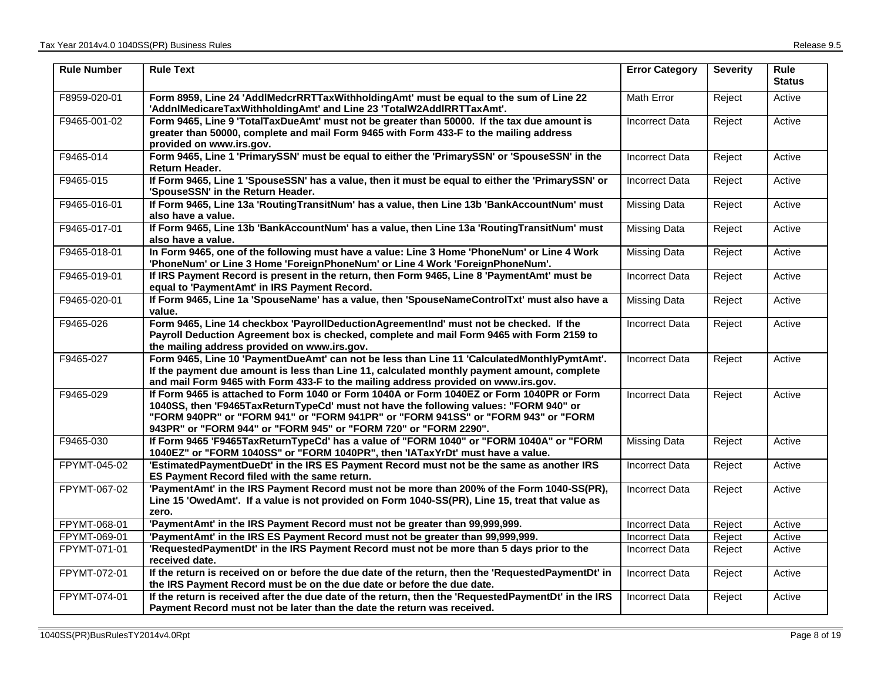| Rule Number | Rule Text | Error Category | Severity | Rule Status |
|---|---|---|---|---|
| F8959-020-01 | **Form 8959, Line 24 'AddlMedcrRRTTaxWithholdingAmt' must be equal to the sum of Line 22 'AddnlMedicareTaxWithholdingAmt' and Line 23 'TotalW2AddlRRTTaxAmt'.** | Math Error | Reject | Active |
| F9465-001-02 | **Form 9465, Line 9 'TotalTaxDueAmt' must not be greater than 50000. If the tax due amount is greater than 50000, complete and mail Form 9465 with Form 433-F to the mailing address provided on www.irs.gov.** | Incorrect Data | Reject | Active |
| F9465-014 | **Form 9465, Line 1 'PrimarySSN' must be equal to either the 'PrimarySSN' or 'SpouseSSN' in the Return Header.** | Incorrect Data | Reject | Active |
| F9465-015 | **If Form 9465, Line 1 'SpouseSSN' has a value, then it must be equal to either the 'PrimarySSN' or 'SpouseSSN' in the Return Header.** | Incorrect Data | Reject | Active |
| F9465-016-01 | **If Form 9465, Line 13a 'RoutingTransitNum' has a value, then Line 13b 'BankAccountNum' must also have a value.** | Missing Data | Reject | Active |
| F9465-017-01 | **If Form 9465, Line 13b 'BankAccountNum' has a value, then Line 13a 'RoutingTransitNum' must also have a value.** | Missing Data | Reject | Active |
| F9465-018-01 | **In Form 9465, one of the following must have a value: Line 3 Home 'PhoneNum' or Line 4 Work 'PhoneNum' or Line 3 Home 'ForeignPhoneNum' or Line 4 Work 'ForeignPhoneNum'.** | Missing Data | Reject | Active |
| F9465-019-01 | **If IRS Payment Record is present in the return, then Form 9465, Line 8 'PaymentAmt' must be equal to 'PaymentAmt' in IRS Payment Record.** | Incorrect Data | Reject | Active |
| F9465-020-01 | **If Form 9465, Line 1a 'SpouseName' has a value, then 'SpouseNameControlTxt' must also have a value.** | Missing Data | Reject | Active |
| F9465-026 | **Form 9465, Line 14 checkbox 'PayrollDeductionAgreementInd' must not be checked. If the Payroll Deduction Agreement box is checked, complete and mail Form 9465 with Form 2159 to the mailing address provided on www.irs.gov.** | Incorrect Data | Reject | Active |
| F9465-027 | **Form 9465, Line 10 'PaymentDueAmt' can not be less than Line 11 'CalculatedMonthlyPymtAmt'. If the payment due amount is less than Line 11, calculated monthly payment amount, complete and mail Form 9465 with Form 433-F to the mailing address provided on www.irs.gov.** | Incorrect Data | Reject | Active |
| F9465-029 | **If Form 9465 is attached to Form 1040 or Form 1040A or Form 1040EZ or Form 1040PR or Form 1040SS, then 'F9465TaxReturnTypeCd' must not have the following values: "FORM 940" or "FORM 940PR" or "FORM 941" or "FORM 941PR" or "FORM 941SS" or "FORM 943" or "FORM 943PR" or "FORM 944" or "FORM 945" or "FORM 720" or "FORM 2290".** | Incorrect Data | Reject | Active |
| F9465-030 | **If Form 9465 'F9465TaxReturnTypeCd' has a value of "FORM 1040" or "FORM 1040A" or "FORM 1040EZ" or "FORM 1040SS" or "FORM 1040PR", then 'IATaxYrDt' must have a value.** | Missing Data | Reject | Active |
| FPYMT-045-02 | **'EstimatedPaymentDueDt' in the IRS ES Payment Record must not be the same as another IRS ES Payment Record filed with the same return.** | Incorrect Data | Reject | Active |
| FPYMT-067-02 | **'PaymentAmt' in the IRS Payment Record must not be more than 200% of the Form 1040-SS(PR), Line 15 'OwedAmt'. If a value is not provided on Form 1040-SS(PR), Line 15, treat that value as zero.** | Incorrect Data | Reject | Active |
| FPYMT-068-01 | **'PaymentAmt' in the IRS Payment Record must not be greater than 99,999,999.** | Incorrect Data | Reject | Active |
| FPYMT-069-01 | **'PaymentAmt' in the IRS ES Payment Record must not be greater than 99,999,999.** | Incorrect Data | Reject | Active |
| FPYMT-071-01 | **'RequestedPaymentDt' in the IRS Payment Record must not be more than 5 days prior to the received date.** | Incorrect Data | Reject | Active |
| FPYMT-072-01 | **If the return is received on or before the due date of the return, then the 'RequestedPaymentDt' in the IRS Payment Record must be on the due date or before the due date.** | Incorrect Data | Reject | Active |
| FPYMT-074-01 | **If the return is received after the due date of the return, then the 'RequestedPaymentDt' in the IRS Payment Record must not be later than the date the return was received.** | Incorrect Data | Reject | Active |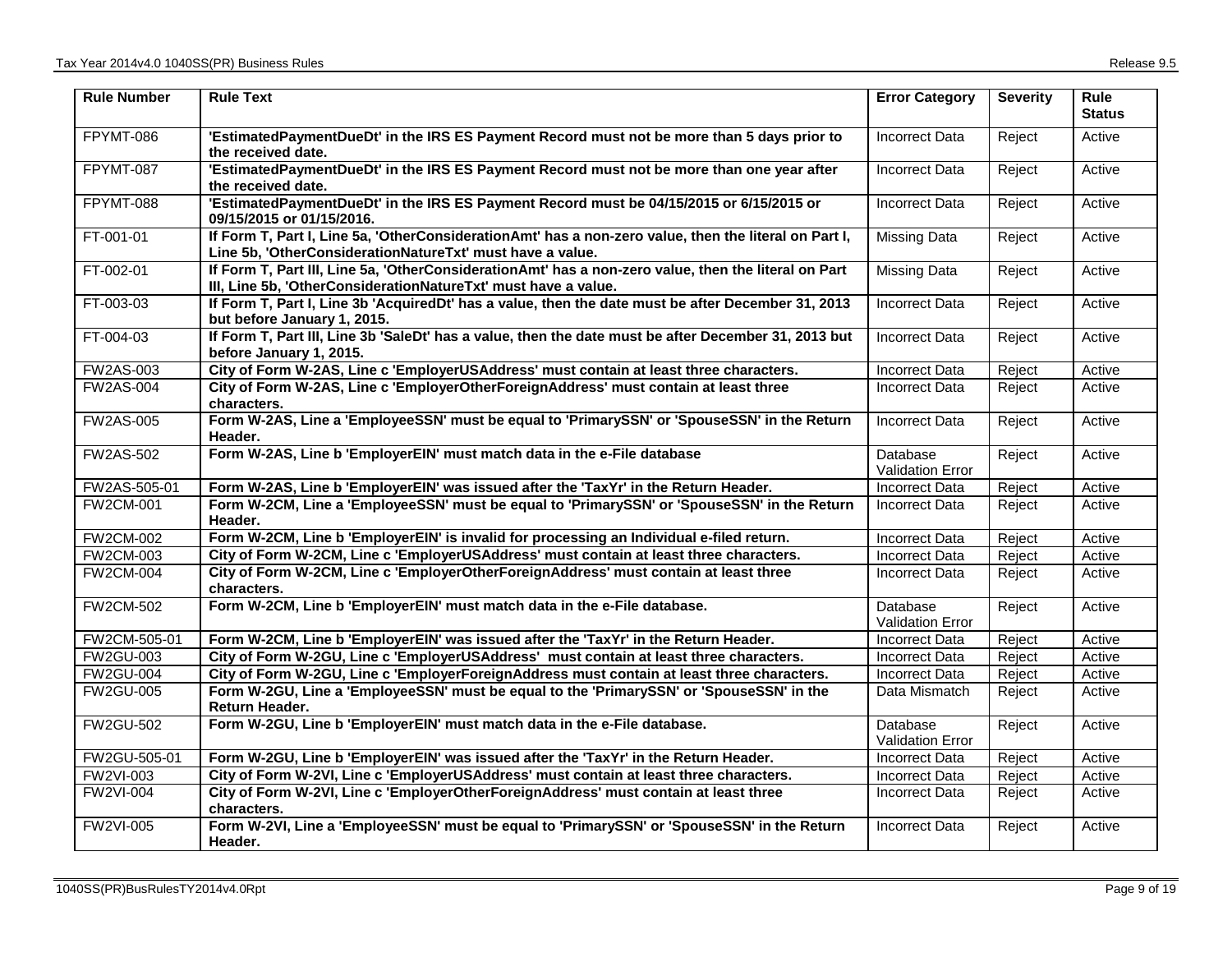| Rule Number | Rule Text | Error Category | Severity | Rule Status |
|---|---|---|---|---|
| FPYMT-086 | **'EstimatedPaymentDueDt' in the IRS ES Payment Record must not be more than 5 days prior to the received date.** | Incorrect Data | Reject | Active |
| FPYMT-087 | **'EstimatedPaymentDueDt' in the IRS ES Payment Record must not be more than one year after the received date.** | Incorrect Data | Reject | Active |
| FPYMT-088 | **'EstimatedPaymentDueDt' in the IRS ES Payment Record must be 04/15/2015 or 6/15/2015 or 09/15/2015 or 01/15/2016.** | Incorrect Data | Reject | Active |
| FT-001-01 | **If Form T, Part I, Line 5a, 'OtherConsiderationAmt' has a non-zero value, then the literal on Part I, Line 5b, 'OtherConsiderationNatureTxt' must have a value.** | Missing Data | Reject | Active |
| FT-002-01 | **If Form T, Part III, Line 5a, 'OtherConsiderationAmt' has a non-zero value, then the literal on Part III, Line 5b, 'OtherConsiderationNatureTxt' must have a value.** | Missing Data | Reject | Active |
| FT-003-03 | **If Form T, Part I, Line 3b 'AcquiredDt' has a value, then the date must be after December 31, 2013 but before January 1, 2015.** | Incorrect Data | Reject | Active |
| FT-004-03 | **If Form T, Part III, Line 3b 'SaleDt' has a value, then the date must be after December 31, 2013 but before January 1, 2015.** | Incorrect Data | Reject | Active |
| FW2AS-003 | **City of Form W-2AS, Line c 'EmployerUSAddress' must contain at least three characters.** | Incorrect Data | Reject | Active |
| FW2AS-004 | **City of Form W-2AS, Line c 'EmployerOtherForeignAddress' must contain at least three characters.** | Incorrect Data | Reject | Active |
| FW2AS-005 | **Form W-2AS, Line a 'EmployeeSSN' must be equal to 'PrimarySSN' or 'SpouseSSN' in the Return Header.** | Incorrect Data | Reject | Active |
| FW2AS-502 | **Form W-2AS, Line b 'EmployerEIN' must match data in the e-File database** | Database Validation Error | Reject | Active |
| FW2AS-505-01 | **Form W-2AS, Line b 'EmployerEIN' was issued after the 'TaxYr' in the Return Header.** | Incorrect Data | Reject | Active |
| FW2CM-001 | **Form W-2CM, Line a 'EmployeeSSN' must be equal to 'PrimarySSN' or 'SpouseSSN' in the Return Header.** | Incorrect Data | Reject | Active |
| FW2CM-002 | **Form W-2CM, Line b 'EmployerEIN' is invalid for processing an Individual e-filed return.** | Incorrect Data | Reject | Active |
| FW2CM-003 | **City of Form W-2CM, Line c 'EmployerUSAddress' must contain at least three characters.** | Incorrect Data | Reject | Active |
| FW2CM-004 | **City of Form W-2CM, Line c 'EmployerOtherForeignAddress' must contain at least three characters.** | Incorrect Data | Reject | Active |
| FW2CM-502 | **Form W-2CM, Line b 'EmployerEIN' must match data in the e-File database.** | Database Validation Error | Reject | Active |
| FW2CM-505-01 | **Form W-2CM, Line b 'EmployerEIN' was issued after the 'TaxYr' in the Return Header.** | Incorrect Data | Reject | Active |
| FW2GU-003 | **City of Form W-2GU, Line c 'EmployerUSAddress' must contain at least three characters.** | Incorrect Data | Reject | Active |
| FW2GU-004 | **City of Form W-2GU, Line c 'EmployerForeignAddress must contain at least three characters.** | Incorrect Data | Reject | Active |
| FW2GU-005 | **Form W-2GU, Line a 'EmployeeSSN' must be equal to the 'PrimarySSN' or 'SpouseSSN' in the Return Header.** | Data Mismatch | Reject | Active |
| FW2GU-502 | **Form W-2GU, Line b 'EmployerEIN' must match data in the e-File database.** | Database Validation Error | Reject | Active |
| FW2GU-505-01 | **Form W-2GU, Line b 'EmployerEIN' was issued after the 'TaxYr' in the Return Header.** | Incorrect Data | Reject | Active |
| FW2VI-003 | **City of Form W-2VI, Line c 'EmployerUSAddress' must contain at least three characters.** | Incorrect Data | Reject | Active |
| FW2VI-004 | **City of Form W-2VI, Line c 'EmployerOtherForeignAddress' must contain at least three characters.** | Incorrect Data | Reject | Active |
| FW2VI-005 | **Form W-2VI, Line a 'EmployeeSSN' must be equal to 'PrimarySSN' or 'SpouseSSN' in the Return Header.** | Incorrect Data | Reject | Active |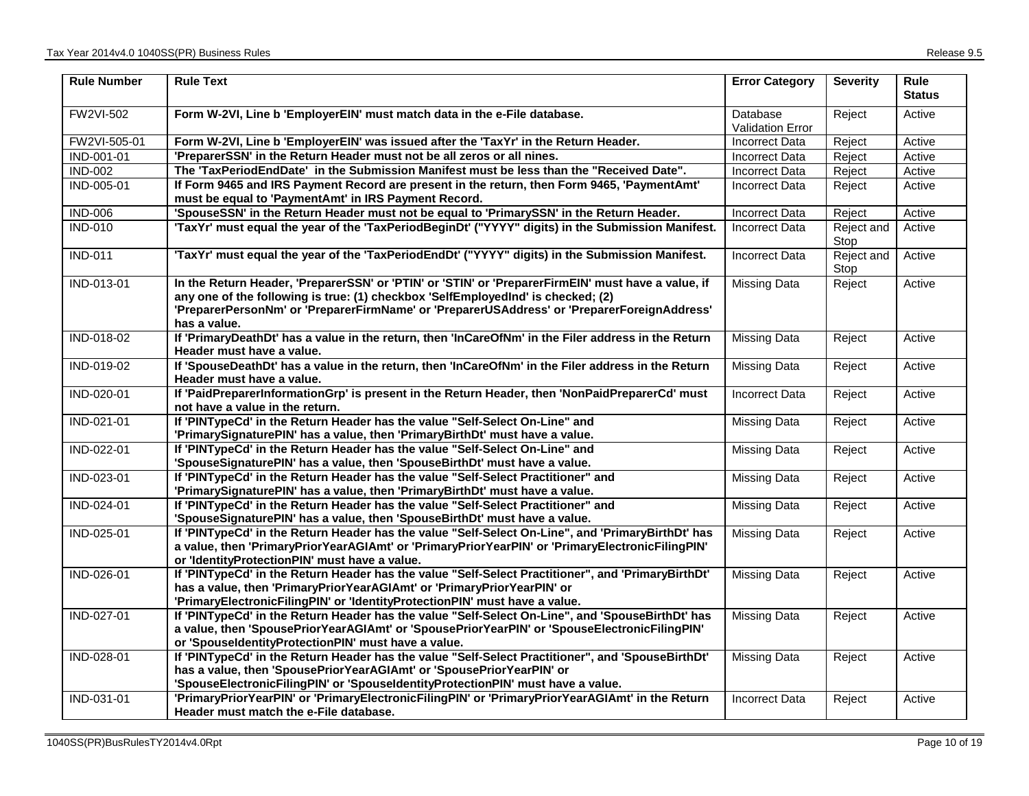| Rule Number | Rule Text | Error Category | Severity | Rule Status |
|---|---|---|---|---|
| FW2VI-502 | **Form W-2VI, Line b 'EmployerEIN' must match data in the e-File database.** | Database Validation Error | Reject | Active |
| FW2VI-505-01 | **Form W-2VI, Line b 'EmployerEIN' was issued after the 'TaxYr' in the Return Header.** | Incorrect Data | Reject | Active |
| IND-001-01 | **'PreparerSSN' in the Return Header must not be all zeros or all nines.** | Incorrect Data | Reject | Active |
| IND-002 | **The 'TaxPeriodEndDate' in the Submission Manifest must be less than the "Received Date".** | Incorrect Data | Reject | Active |
| IND-005-01 | **If Form 9465 and IRS Payment Record are present in the return, then Form 9465, 'PaymentAmt' must be equal to 'PaymentAmt' in IRS Payment Record.** | Incorrect Data | Reject | Active |
| IND-006 | **'SpouseSSN' in the Return Header must not be equal to 'PrimarySSN' in the Return Header.** | Incorrect Data | Reject | Active |
| IND-010 | **'TaxYr' must equal the year of the 'TaxPeriodBeginDt' ("YYYY" digits) in the Submission Manifest.** | Incorrect Data | Reject and Stop | Active |
| IND-011 | **'TaxYr' must equal the year of the 'TaxPeriodEndDt' ("YYYY" digits) in the Submission Manifest.** | Incorrect Data | Reject and Stop | Active |
| IND-013-01 | **In the Return Header, 'PreparerSSN' or 'PTIN' or 'STIN' or 'PreparerFirmEIN' must have a value, if any one of the following is true: (1) checkbox 'SelfEmployedInd' is checked; (2) 'PreparerPersonNm' or 'PreparerFirmName' or 'PreparerUSAddress' or 'PreparerForeignAddress' has a value.** | Missing Data | Reject | Active |
| IND-018-02 | **If 'PrimaryDeathDt' has a value in the return, then 'InCareOfNm' in the Filer address in the Return Header must have a value.** | Missing Data | Reject | Active |
| IND-019-02 | **If 'SpouseDeathDt' has a value in the return, then 'InCareOfNm' in the Filer address in the Return Header must have a value.** | Missing Data | Reject | Active |
| IND-020-01 | **If 'PaidPreparerInformationGrp' is present in the Return Header, then 'NonPaidPreparerCd' must not have a value in the return.** | Incorrect Data | Reject | Active |
| IND-021-01 | **If 'PINTypeCd' in the Return Header has the value "Self-Select On-Line" and 'PrimarySignaturePIN' has a value, then 'PrimaryBirthDt' must have a value.** | Missing Data | Reject | Active |
| IND-022-01 | **If 'PINTypeCd' in the Return Header has the value "Self-Select On-Line" and 'SpouseSignaturePIN' has a value, then 'SpouseBirthDt' must have a value.** | Missing Data | Reject | Active |
| IND-023-01 | **If 'PINTypeCd' in the Return Header has the value "Self-Select Practitioner" and 'PrimarySignaturePIN' has a value, then 'PrimaryBirthDt' must have a value.** | Missing Data | Reject | Active |
| IND-024-01 | **If 'PINTypeCd' in the Return Header has the value "Self-Select Practitioner" and 'SpouseSignaturePIN' has a value, then 'SpouseBirthDt' must have a value.** | Missing Data | Reject | Active |
| IND-025-01 | **If 'PINTypeCd' in the Return Header has the value "Self-Select On-Line", and 'PrimaryBirthDt' has a value, then 'PrimaryPriorYearAGIAmt' or 'PrimaryPriorYearPIN' or 'PrimaryElectronicFilingPIN' or 'IdentityProtectionPIN' must have a value.** | Missing Data | Reject | Active |
| IND-026-01 | **If 'PINTypeCd' in the Return Header has the value "Self-Select Practitioner", and 'PrimaryBirthDt' has a value, then 'PrimaryPriorYearAGIAmt' or 'PrimaryPriorYearPIN' or 'PrimaryElectronicFilingPIN' or 'IdentityProtectionPIN' must have a value.** | Missing Data | Reject | Active |
| IND-027-01 | **If 'PINTypeCd' in the Return Header has the value "Self-Select On-Line", and 'SpouseBirthDt' has a value, then 'SpousePriorYearAGIAmt' or 'SpousePriorYearPIN' or 'SpouseElectronicFilingPIN' or 'SpouseIdentityProtectionPIN' must have a value.** | Missing Data | Reject | Active |
| IND-028-01 | **If 'PINTypeCd' in the Return Header has the value "Self-Select Practitioner", and 'SpouseBirthDt' has a value, then 'SpousePriorYearAGIAmt' or 'SpousePriorYearPIN' or 'SpouseElectronicFilingPIN' or 'SpouseIdentityProtectionPIN' must have a value.** | Missing Data | Reject | Active |
| IND-031-01 | **'PrimaryPriorYearPIN' or 'PrimaryElectronicFilingPIN' or 'PrimaryPriorYearAGIAmt' in the Return Header must match the e-File database.** | Incorrect Data | Reject | Active |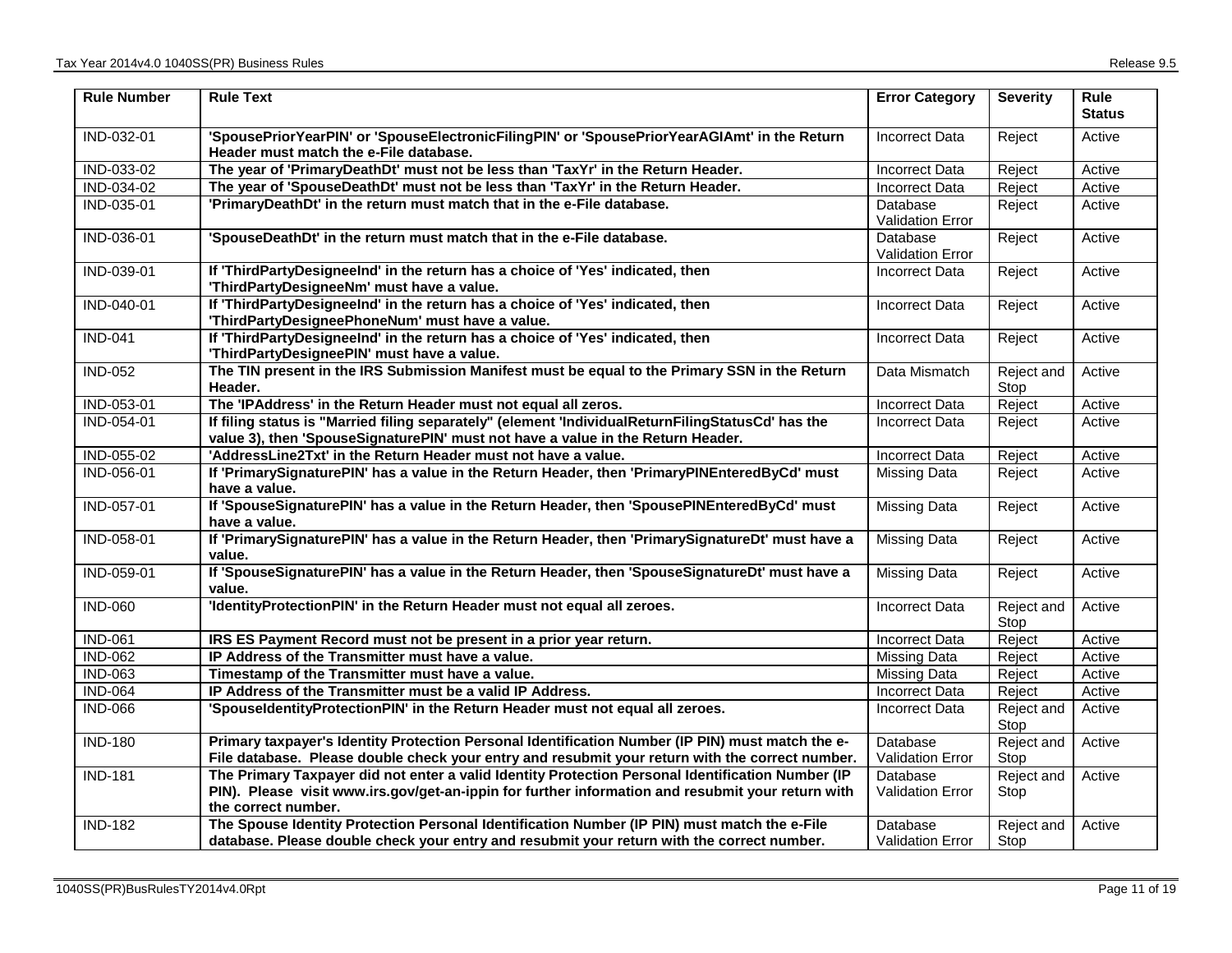| Rule Number | Rule Text | Error Category | Severity | Rule Status |
|---|---|---|---|---|
| IND-032-01 | **'SpousePriorYearPIN' or 'SpouseElectronicFilingPIN' or 'SpousePriorYearAGIAmt' in the Return Header must match the e-File database.** | Incorrect Data | Reject | Active |
| IND-033-02 | **The year of 'PrimaryDeathDt' must not be less than 'TaxYr' in the Return Header.** | Incorrect Data | Reject | Active |
| IND-034-02 | **The year of 'SpouseDeathDt' must not be less than 'TaxYr' in the Return Header.** | Incorrect Data | Reject | Active |
| IND-035-01 | **'PrimaryDeathDt' in the return must match that in the e-File database.** | Database Validation Error | Reject | Active |
| IND-036-01 | **'SpouseDeathDt' in the return must match that in the e-File database.** | Database Validation Error | Reject | Active |
| IND-039-01 | **If 'ThirdPartyDesigneeInd' in the return has a choice of 'Yes' indicated, then 'ThirdPartyDesigneeNm' must have a value.** | Incorrect Data | Reject | Active |
| IND-040-01 | **If 'ThirdPartyDesigneeInd' in the return has a choice of 'Yes' indicated, then 'ThirdPartyDesigneePhoneNum' must have a value.** | Incorrect Data | Reject | Active |
| IND-041 | **If 'ThirdPartyDesigneeInd' in the return has a choice of 'Yes' indicated, then 'ThirdPartyDesigneePIN' must have a value.** | Incorrect Data | Reject | Active |
| IND-052 | **The TIN present in the IRS Submission Manifest must be equal to the Primary SSN in the Return Header.** | Data Mismatch | Reject and Stop | Active |
| IND-053-01 | **The 'IPAddress' in the Return Header must not equal all zeros.** | Incorrect Data | Reject | Active |
| IND-054-01 | **If filing status is "Married filing separately" (element 'IndividualReturnFilingStatusCd' has the value 3), then 'SpouseSignaturePIN' must not have a value in the Return Header.** | Incorrect Data | Reject | Active |
| IND-055-02 | **'AddressLine2Txt' in the Return Header must not have a value.** | Incorrect Data | Reject | Active |
| IND-056-01 | **If 'PrimarySignaturePIN' has a value in the Return Header, then 'PrimaryPINEnteredByCd' must have a value.** | Missing Data | Reject | Active |
| IND-057-01 | **If 'SpouseSignaturePIN' has a value in the Return Header, then 'SpousePINEnteredByCd' must have a value.** | Missing Data | Reject | Active |
| IND-058-01 | **If 'PrimarySignaturePIN' has a value in the Return Header, then 'PrimarySignatureDt' must have a value.** | Missing Data | Reject | Active |
| IND-059-01 | **If 'SpouseSignaturePIN' has a value in the Return Header, then 'SpouseSignatureDt' must have a value.** | Missing Data | Reject | Active |
| IND-060 | **'IdentityProtectionPIN' in the Return Header must not equal all zeroes.** | Incorrect Data | Reject and Stop | Active |
| IND-061 | **IRS ES Payment Record must not be present in a prior year return.** | Incorrect Data | Reject | Active |
| IND-062 | **IP Address of the Transmitter must have a value.** | Missing Data | Reject | Active |
| IND-063 | **Timestamp of the Transmitter must have a value.** | Missing Data | Reject | Active |
| IND-064 | **IP Address of the Transmitter must be a valid IP Address.** | Incorrect Data | Reject | Active |
| IND-066 | **'SpouseIdentityProtectionPIN' in the Return Header must not equal all zeroes.** | Incorrect Data | Reject and Stop | Active |
| IND-180 | **Primary taxpayer's Identity Protection Personal Identification Number (IP PIN) must match the e-File database. Please double check your entry and resubmit your return with the correct number.** | Database Validation Error | Reject and Stop | Active |
| IND-181 | **The Primary Taxpayer did not enter a valid Identity Protection Personal Identification Number (IP PIN). Please visit www.irs.gov/get-an-ippin for further information and resubmit your return with the correct number.** | Database Validation Error | Reject and Stop | Active |
| IND-182 | **The Spouse Identity Protection Personal Identification Number (IP PIN) must match the e-File database. Please double check your entry and resubmit your return with the correct number.** | Database Validation Error | Reject and Stop | Active |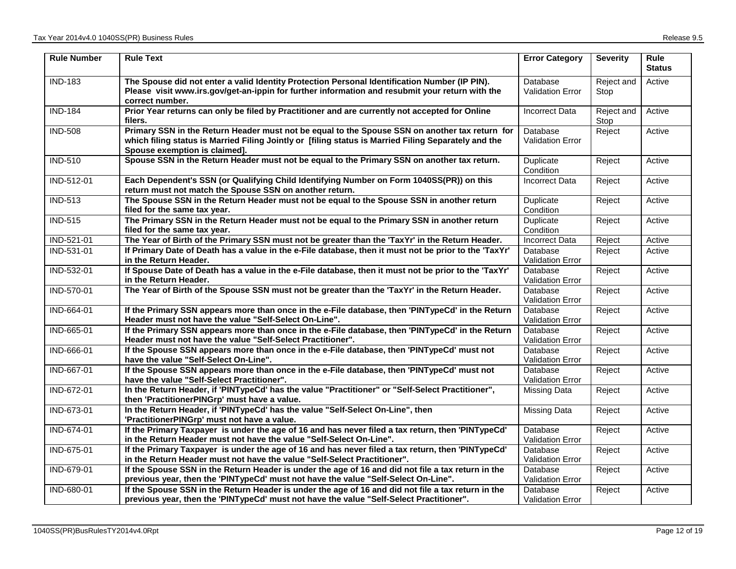| Rule Number | Rule Text | Error Category | Severity | Rule Status |
|---|---|---|---|---|
| IND-183 | **The Spouse did not enter a valid Identity Protection Personal Identification Number (IP PIN). Please visit www.irs.gov/get-an-ippin for further information and resubmit your return with the correct number.** | Database Validation Error | Reject and Stop | Active |
| IND-184 | **Prior Year returns can only be filed by Practitioner and are currently not accepted for Online filers.** | Incorrect Data | Reject and Stop | Active |
| IND-508 | **Primary SSN in the Return Header must not be equal to the Spouse SSN on another tax return for which filing status is Married Filing Jointly or [filing status is Married Filing Separately and the Spouse exemption is claimed].** | Database Validation Error | Reject | Active |
| IND-510 | **Spouse SSN in the Return Header must not be equal to the Primary SSN on another tax return.** | Duplicate Condition | Reject | Active |
| IND-512-01 | **Each Dependent's SSN (or Qualifying Child Identifying Number on Form 1040SS(PR)) on this return must not match the Spouse SSN on another return.** | Incorrect Data | Reject | Active |
| IND-513 | **The Spouse SSN in the Return Header must not be equal to the Spouse SSN in another return filed for the same tax year.** | Duplicate Condition | Reject | Active |
| IND-515 | **The Primary SSN in the Return Header must not be equal to the Primary SSN in another return filed for the same tax year.** | Duplicate Condition | Reject | Active |
| IND-521-01 | **The Year of Birth of the Primary SSN must not be greater than the 'TaxYr' in the Return Header.** | Incorrect Data | Reject | Active |
| IND-531-01 | **If Primary Date of Death has a value in the e-File database, then it must not be prior to the 'TaxYr' in the Return Header.** | Database Validation Error | Reject | Active |
| IND-532-01 | **If Spouse Date of Death has a value in the e-File database, then it must not be prior to the 'TaxYr' in the Return Header.** | Database Validation Error | Reject | Active |
| IND-570-01 | **The Year of Birth of the Spouse SSN must not be greater than the 'TaxYr' in the Return Header.** | Database Validation Error | Reject | Active |
| IND-664-01 | **If the Primary SSN appears more than once in the e-File database, then 'PINTypeCd' in the Return Header must not have the value "Self-Select On-Line".** | Database Validation Error | Reject | Active |
| IND-665-01 | **If the Primary SSN appears more than once in the e-File database, then 'PINTypeCd' in the Return Header must not have the value "Self-Select Practitioner".** | Database Validation Error | Reject | Active |
| IND-666-01 | **If the Spouse SSN appears more than once in the e-File database, then 'PINTypeCd' must not have the value "Self-Select On-Line".** | Database Validation Error | Reject | Active |
| IND-667-01 | **If the Spouse SSN appears more than once in the e-File database, then 'PINTypeCd' must not have the value "Self-Select Practitioner".** | Database Validation Error | Reject | Active |
| IND-672-01 | **In the Return Header, if 'PINTypeCd' has the value "Practitioner" or "Self-Select Practitioner", then 'PractitionerPINGrp' must have a value.** | Missing Data | Reject | Active |
| IND-673-01 | **In the Return Header, if 'PINTypeCd' has the value "Self-Select On-Line", then 'PractitionerPINGrp' must not have a value.** | Missing Data | Reject | Active |
| IND-674-01 | **If the Primary Taxpayer is under the age of 16 and has never filed a tax return, then 'PINTypeCd' in the Return Header must not have the value "Self-Select On-Line".** | Database Validation Error | Reject | Active |
| IND-675-01 | **If the Primary Taxpayer is under the age of 16 and has never filed a tax return, then 'PINTypeCd' in the Return Header must not have the value "Self-Select Practitioner".** | Database Validation Error | Reject | Active |
| IND-679-01 | **If the Spouse SSN in the Return Header is under the age of 16 and did not file a tax return in the previous year, then the 'PINTypeCd' must not have the value "Self-Select On-Line".** | Database Validation Error | Reject | Active |
| IND-680-01 | **If the Spouse SSN in the Return Header is under the age of 16 and did not file a tax return in the previous year, then the 'PINTypeCd' must not have the value "Self-Select Practitioner".** | Database Validation Error | Reject | Active |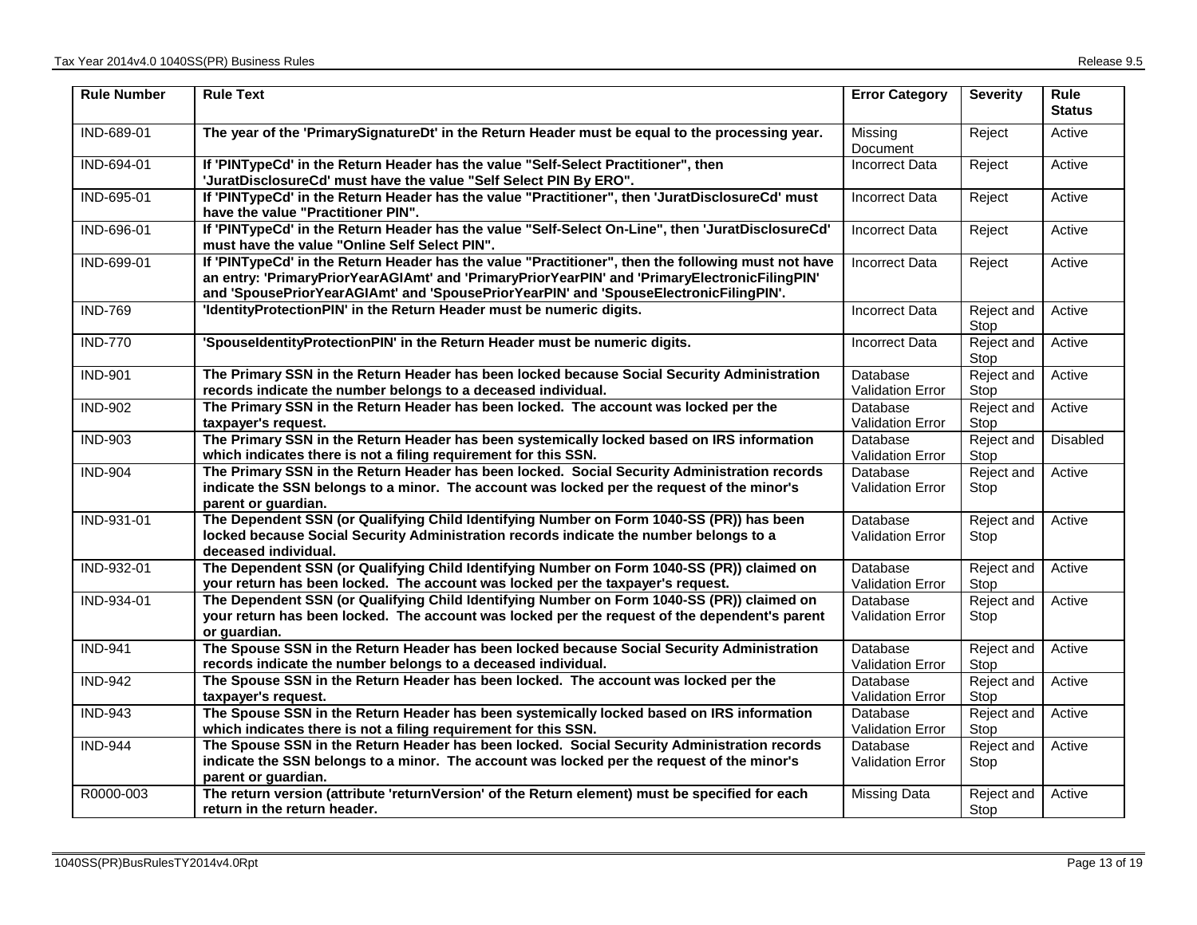| Rule Number | Rule Text | Error Category | Severity | Rule Status |
|---|---|---|---|---|
| IND-689-01 | **The year of the 'PrimarySignatureDt' in the Return Header must be equal to the processing year.** | Missing Document | Reject | Active |
| IND-694-01 | **If 'PINTypeCd' in the Return Header has the value "Self-Select Practitioner", then 'JuratDisclosureCd' must have the value "Self Select PIN By ERO".** | Incorrect Data | Reject | Active |
| IND-695-01 | **If 'PINTypeCd' in the Return Header has the value "Practitioner", then 'JuratDisclosureCd' must have the value "Practitioner PIN".** | Incorrect Data | Reject | Active |
| IND-696-01 | **If 'PINTypeCd' in the Return Header has the value "Self-Select On-Line", then 'JuratDisclosureCd' must have the value "Online Self Select PIN".** | Incorrect Data | Reject | Active |
| IND-699-01 | **If 'PINTypeCd' in the Return Header has the value "Practitioner", then the following must not have an entry: 'PrimaryPriorYearAGIAmt' and 'PrimaryPriorYearPIN' and 'PrimaryElectronicFilingPIN' and 'SpousePriorYearAGIAmt' and 'SpousePriorYearPIN' and 'SpouseElectronicFilingPIN'.** | Incorrect Data | Reject | Active |
| IND-769 | **'IdentityProtectionPIN' in the Return Header must be numeric digits.** | Incorrect Data | Reject and Stop | Active |
| IND-770 | **'SpouseIdentityProtectionPIN' in the Return Header must be numeric digits.** | Incorrect Data | Reject and Stop | Active |
| IND-901 | **The Primary SSN in the Return Header has been locked because Social Security Administration records indicate the number belongs to a deceased individual.** | Database Validation Error | Reject and Stop | Active |
| IND-902 | **The Primary SSN in the Return Header has been locked. The account was locked per the taxpayer's request.** | Database Validation Error | Reject and Stop | Active |
| IND-903 | **The Primary SSN in the Return Header has been systemically locked based on IRS information which indicates there is not a filing requirement for this SSN.** | Database Validation Error | Reject and Stop | Disabled |
| IND-904 | **The Primary SSN in the Return Header has been locked. Social Security Administration records indicate the SSN belongs to a minor. The account was locked per the request of the minor's parent or guardian.** | Database Validation Error | Reject and Stop | Active |
| IND-931-01 | **The Dependent SSN (or Qualifying Child Identifying Number on Form 1040-SS (PR)) has been locked because Social Security Administration records indicate the number belongs to a deceased individual.** | Database Validation Error | Reject and Stop | Active |
| IND-932-01 | **The Dependent SSN (or Qualifying Child Identifying Number on Form 1040-SS (PR)) claimed on your return has been locked. The account was locked per the taxpayer's request.** | Database Validation Error | Reject and Stop | Active |
| IND-934-01 | **The Dependent SSN (or Qualifying Child Identifying Number on Form 1040-SS (PR)) claimed on your return has been locked. The account was locked per the request of the dependent's parent or guardian.** | Database Validation Error | Reject and Stop | Active |
| IND-941 | **The Spouse SSN in the Return Header has been locked because Social Security Administration records indicate the number belongs to a deceased individual.** | Database Validation Error | Reject and Stop | Active |
| IND-942 | **The Spouse SSN in the Return Header has been locked. The account was locked per the taxpayer's request.** | Database Validation Error | Reject and Stop | Active |
| IND-943 | **The Spouse SSN in the Return Header has been systemically locked based on IRS information which indicates there is not a filing requirement for this SSN.** | Database Validation Error | Reject and Stop | Active |
| IND-944 | **The Spouse SSN in the Return Header has been locked. Social Security Administration records indicate the SSN belongs to a minor. The account was locked per the request of the minor's parent or guardian.** | Database Validation Error | Reject and Stop | Active |
| R0000-003 | **The return version (attribute 'returnVersion' of the Return element) must be specified for each return in the return header.** | Missing Data | Reject and Stop | Active |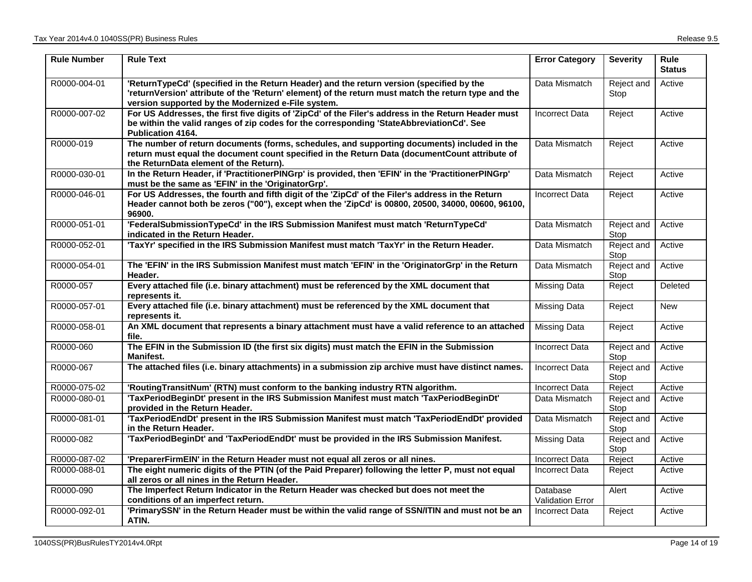| Rule Number | Rule Text | Error Category | Severity | Rule Status |
|---|---|---|---|---|
| R0000-004-01 | **'ReturnTypeCd' (specified in the Return Header) and the return version (specified by the 'returnVersion' attribute of the 'Return' element) of the return must match the return type and the version supported by the Modernized e-File system.** | Data Mismatch | Reject and Stop | Active |
| R0000-007-02 | **For US Addresses, the first five digits of 'ZipCd' of the Filer's address in the Return Header must be within the valid ranges of zip codes for the corresponding 'StateAbbreviationCd'. See Publication 4164.** | Incorrect Data | Reject | Active |
| R0000-019 | **The number of return documents (forms, schedules, and supporting documents) included in the return must equal the document count specified in the Return Data (documentCount attribute of the ReturnData element of the Return).** | Data Mismatch | Reject | Active |
| R0000-030-01 | **In the Return Header, if 'PractitionerPINGrp' is provided, then 'EFIN' in the 'PractitionerPINGrp' must be the same as 'EFIN' in the 'OriginatorGrp'.** | Data Mismatch | Reject | Active |
| R0000-046-01 | **For US Addresses, the fourth and fifth digit of the 'ZipCd' of the Filer's address in the Return Header cannot both be zeros ("00"), except when the 'ZipCd' is 00800, 20500, 34000, 00600, 96100, 96900.** | Incorrect Data | Reject | Active |
| R0000-051-01 | **'FederalSubmissionTypeCd' in the IRS Submission Manifest must match 'ReturnTypeCd' indicated in the Return Header.** | Data Mismatch | Reject and Stop | Active |
| R0000-052-01 | **'TaxYr' specified in the IRS Submission Manifest must match 'TaxYr' in the Return Header.** | Data Mismatch | Reject and Stop | Active |
| R0000-054-01 | **The 'EFIN' in the IRS Submission Manifest must match 'EFIN' in the 'OriginatorGrp' in the Return Header.** | Data Mismatch | Reject and Stop | Active |
| R0000-057 | **Every attached file (i.e. binary attachment) must be referenced by the XML document that represents it.** | Missing Data | Reject | Deleted |
| R0000-057-01 | **Every attached file (i.e. binary attachment) must be referenced by the XML document that represents it.** | Missing Data | Reject | New |
| R0000-058-01 | **An XML document that represents a binary attachment must have a valid reference to an attached file.** | Missing Data | Reject | Active |
| R0000-060 | **The EFIN in the Submission ID (the first six digits) must match the EFIN in the Submission Manifest.** | Incorrect Data | Reject and Stop | Active |
| R0000-067 | **The attached files (i.e. binary attachments) in a submission zip archive must have distinct names.** | Incorrect Data | Reject and Stop | Active |
| R0000-075-02 | **'RoutingTransitNum' (RTN) must conform to the banking industry RTN algorithm.** | Incorrect Data | Reject | Active |
| R0000-080-01 | **'TaxPeriodBeginDt' present in the IRS Submission Manifest must match 'TaxPeriodBeginDt' provided in the Return Header.** | Data Mismatch | Reject and Stop | Active |
| R0000-081-01 | **'TaxPeriodEndDt' present in the IRS Submission Manifest must match 'TaxPeriodEndDt' provided in the Return Header.** | Data Mismatch | Reject and Stop | Active |
| R0000-082 | **'TaxPeriodBeginDt' and 'TaxPeriodEndDt' must be provided in the IRS Submission Manifest.** | Missing Data | Reject and Stop | Active |
| R0000-087-02 | **'PreparerFirmEIN' in the Return Header must not equal all zeros or all nines.** | Incorrect Data | Reject | Active |
| R0000-088-01 | **The eight numeric digits of the PTIN (of the Paid Preparer) following the letter P, must not equal all zeros or all nines in the Return Header.** | Incorrect Data | Reject | Active |
| R0000-090 | **The Imperfect Return Indicator in the Return Header was checked but does not meet the conditions of an imperfect return.** | Database Validation Error | Alert | Active |
| R0000-092-01 | **'PrimarySSN' in the Return Header must be within the valid range of SSN/ITIN and must not be an ATIN.** | Incorrect Data | Reject | Active |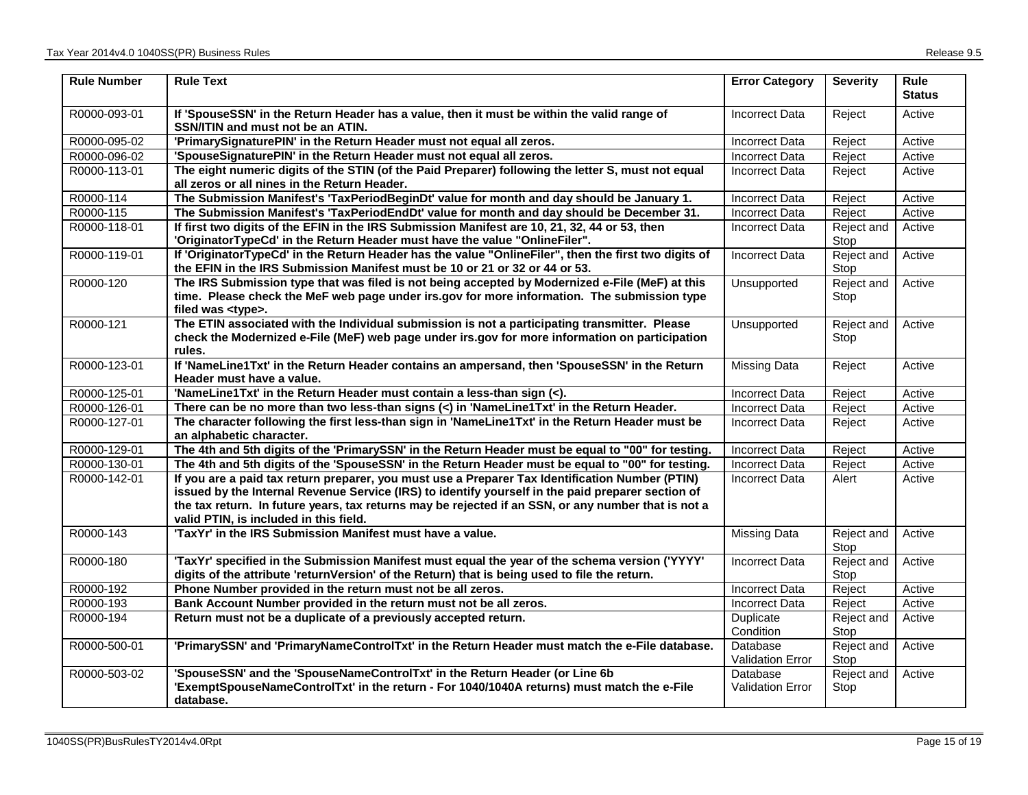| Rule Number | Rule Text | Error Category | Severity | Rule Status |
|---|---|---|---|---|
| R0000-093-01 | **If 'SpouseSSN' in the Return Header has a value, then it must be within the valid range of SSN/ITIN and must not be an ATIN.** | Incorrect Data | Reject | Active |
| R0000-095-02 | **'PrimarySignaturePIN' in the Return Header must not equal all zeros.** | Incorrect Data | Reject | Active |
| R0000-096-02 | **'SpouseSignaturePIN' in the Return Header must not equal all zeros.** | Incorrect Data | Reject | Active |
| R0000-113-01 | **The eight numeric digits of the STIN (of the Paid Preparer) following the letter S, must not equal all zeros or all nines in the Return Header.** | Incorrect Data | Reject | Active |
| R0000-114 | **The Submission Manifest's 'TaxPeriodBeginDt' value for month and day should be January 1.** | Incorrect Data | Reject | Active |
| R0000-115 | **The Submission Manifest's 'TaxPeriodEndDt' value for month and day should be December 31.** | Incorrect Data | Reject | Active |
| R0000-118-01 | **If first two digits of the EFIN in the IRS Submission Manifest are 10, 21, 32, 44 or 53, then 'OriginatorTypeCd' in the Return Header must have the value "OnlineFiler".** | Incorrect Data | Reject and Stop | Active |
| R0000-119-01 | **If 'OriginatorTypeCd' in the Return Header has the value "OnlineFiler", then the first two digits of the EFIN in the IRS Submission Manifest must be 10 or 21 or 32 or 44 or 53.** | Incorrect Data | Reject and Stop | Active |
| R0000-120 | **The IRS Submission type that was filed is not being accepted by Modernized e-File (MeF) at this time. Please check the MeF web page under irs.gov for more information. The submission type filed was <type>.** | Unsupported | Reject and Stop | Active |
| R0000-121 | **The ETIN associated with the Individual submission is not a participating transmitter. Please check the Modernized e-File (MeF) web page under irs.gov for more information on participation rules.** | Unsupported | Reject and Stop | Active |
| R0000-123-01 | **If 'NameLine1Txt' in the Return Header contains an ampersand, then 'SpouseSSN' in the Return Header must have a value.** | Missing Data | Reject | Active |
| R0000-125-01 | **'NameLine1Txt' in the Return Header must contain a less-than sign (<).** | Incorrect Data | Reject | Active |
| R0000-126-01 | **There can be no more than two less-than signs (<) in 'NameLine1Txt' in the Return Header.** | Incorrect Data | Reject | Active |
| R0000-127-01 | **The character following the first less-than sign in 'NameLine1Txt' in the Return Header must be an alphabetic character.** | Incorrect Data | Reject | Active |
| R0000-129-01 | **The 4th and 5th digits of the 'PrimarySSN' in the Return Header must be equal to "00" for testing.** | Incorrect Data | Reject | Active |
| R0000-130-01 | **The 4th and 5th digits of the 'SpouseSSN' in the Return Header must be equal to "00" for testing.** | Incorrect Data | Reject | Active |
| R0000-142-01 | **If you are a paid tax return preparer, you must use a Preparer Tax Identification Number (PTIN) issued by the Internal Revenue Service (IRS) to identify yourself in the paid preparer section of the tax return. In future years, tax returns may be rejected if an SSN, or any number that is not a valid PTIN, is included in this field.** | Incorrect Data | Alert | Active |
| R0000-143 | **'TaxYr' in the IRS Submission Manifest must have a value.** | Missing Data | Reject and Stop | Active |
| R0000-180 | **'TaxYr' specified in the Submission Manifest must equal the year of the schema version ('YYYY' digits of the attribute 'returnVersion' of the Return) that is being used to file the return.** | Incorrect Data | Reject and Stop | Active |
| R0000-192 | **Phone Number provided in the return must not be all zeros.** | Incorrect Data | Reject | Active |
| R0000-193 | **Bank Account Number provided in the return must not be all zeros.** | Incorrect Data | Reject | Active |
| R0000-194 | **Return must not be a duplicate of a previously accepted return.** | Duplicate Condition | Reject and Stop | Active |
| R0000-500-01 | **'PrimarySSN' and 'PrimaryNameControlTxt' in the Return Header must match the e-File database.** | Database Validation Error | Reject and Stop | Active |
| R0000-503-02 | **'SpouseSSN' and the 'SpouseNameControlTxt' in the Return Header (or Line 6b 'ExemptSpouseNameControlTxt' in the return - For 1040/1040A returns) must match the e-File database.** | Database Validation Error | Reject and Stop | Active |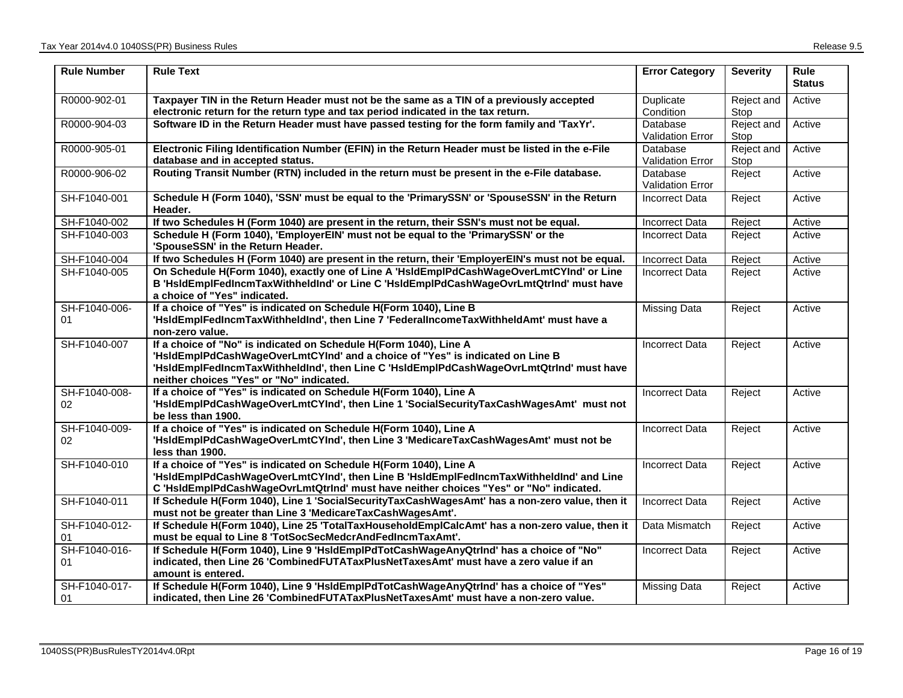| Rule Number | Rule Text | Error Category | Severity | Rule Status |
|---|---|---|---|---|
| R0000-902-01 | **Taxpayer TIN in the Return Header must not be the same as a TIN of a previously accepted electronic return for the return type and tax period indicated in the tax return.** | Duplicate Condition | Reject and Stop | Active |
| R0000-904-03 | **Software ID in the Return Header must have passed testing for the form family and 'TaxYr'.** | Database Validation Error | Reject and Stop | Active |
| R0000-905-01 | **Electronic Filing Identification Number (EFIN) in the Return Header must be listed in the e-File database and in accepted status.** | Database Validation Error | Reject and Stop | Active |
| R0000-906-02 | **Routing Transit Number (RTN) included in the return must be present in the e-File database.** | Database Validation Error | Reject | Active |
| SH-F1040-001 | **Schedule H (Form 1040), 'SSN' must be equal to the 'PrimarySSN' or 'SpouseSSN' in the Return Header.** | Incorrect Data | Reject | Active |
| SH-F1040-002 | **If two Schedules H (Form 1040) are present in the return, their SSN's must not be equal.** | Incorrect Data | Reject | Active |
| SH-F1040-003 | **Schedule H (Form 1040), 'EmployerEIN' must not be equal to the 'PrimarySSN' or the 'SpouseSSN' in the Return Header.** | Incorrect Data | Reject | Active |
| SH-F1040-004 | **If two Schedules H (Form 1040) are present in the return, their 'EmployerEIN's must not be equal.** | Incorrect Data | Reject | Active |
| SH-F1040-005 | **On Schedule H(Form 1040), exactly one of Line A 'HsldEmplPdCashWageOverLmtCYInd' or Line B 'HsldEmplFedIncmTaxWithheldInd' or Line C 'HsldEmplPdCashWageOvrLmtQtrInd' must have a choice of "Yes" indicated.** | Incorrect Data | Reject | Active |
| SH-F1040-006-01 | **If a choice of "Yes" is indicated on Schedule H(Form 1040), Line B 'HsldEmplFedIncmTaxWithheldInd', then Line 7 'FederalIncomeTaxWithheldAmt' must have a non-zero value.** | Missing Data | Reject | Active |
| SH-F1040-007 | **If a choice of "No" is indicated on Schedule H(Form 1040), Line A 'HsldEmplPdCashWageOverLmtCYInd' and a choice of "Yes" is indicated on Line B 'HsldEmplFedIncmTaxWithheldInd', then Line C 'HsldEmplPdCashWageOvrLmtQtrInd' must have neither choices "Yes" or "No" indicated.** | Incorrect Data | Reject | Active |
| SH-F1040-008-02 | **If a choice of "Yes" is indicated on Schedule H(Form 1040), Line A 'HsldEmplPdCashWageOverLmtCYInd', then Line 1 'SocialSecurityTaxCashWagesAmt' must not be less than 1900.** | Incorrect Data | Reject | Active |
| SH-F1040-009-02 | **If a choice of "Yes" is indicated on Schedule H(Form 1040), Line A 'HsldEmplPdCashWageOverLmtCYInd', then Line 3 'MedicareTaxCashWagesAmt' must not be less than 1900.** | Incorrect Data | Reject | Active |
| SH-F1040-010 | **If a choice of "Yes" is indicated on Schedule H(Form 1040), Line A 'HsldEmplPdCashWageOverLmtCYInd', then Line B 'HsldEmplFedIncmTaxWithheldInd' and Line C 'HsldEmplPdCashWageOvrLmtQtrInd' must have neither choices "Yes" or "No" indicated.** | Incorrect Data | Reject | Active |
| SH-F1040-011 | **If Schedule H(Form 1040), Line 1 'SocialSecurityTaxCashWagesAmt' has a non-zero value, then it must not be greater than Line 3 'MedicareTaxCashWagesAmt'.** | Incorrect Data | Reject | Active |
| SH-F1040-012-01 | **If Schedule H(Form 1040), Line 25 'TotalTaxHouseholdEmplCalcAmt' has a non-zero value, then it must be equal to Line 8 'TotSocSecMedcrAndFedIncmTaxAmt'.** | Data Mismatch | Reject | Active |
| SH-F1040-016-01 | **If Schedule H(Form 1040), Line 9 'HsldEmplPdTotCashWageAnyQtrInd' has a choice of "No" indicated, then Line 26 'CombinedFUTATaxPlusNetTaxesAmt' must have a zero value if an amount is entered.** | Incorrect Data | Reject | Active |
| SH-F1040-017-01 | **If Schedule H(Form 1040), Line 9 'HsldEmplPdTotCashWageAnyQtrInd' has a choice of "Yes" indicated, then Line 26 'CombinedFUTATaxPlusNetTaxesAmt' must have a non-zero value.** | Missing Data | Reject | Active |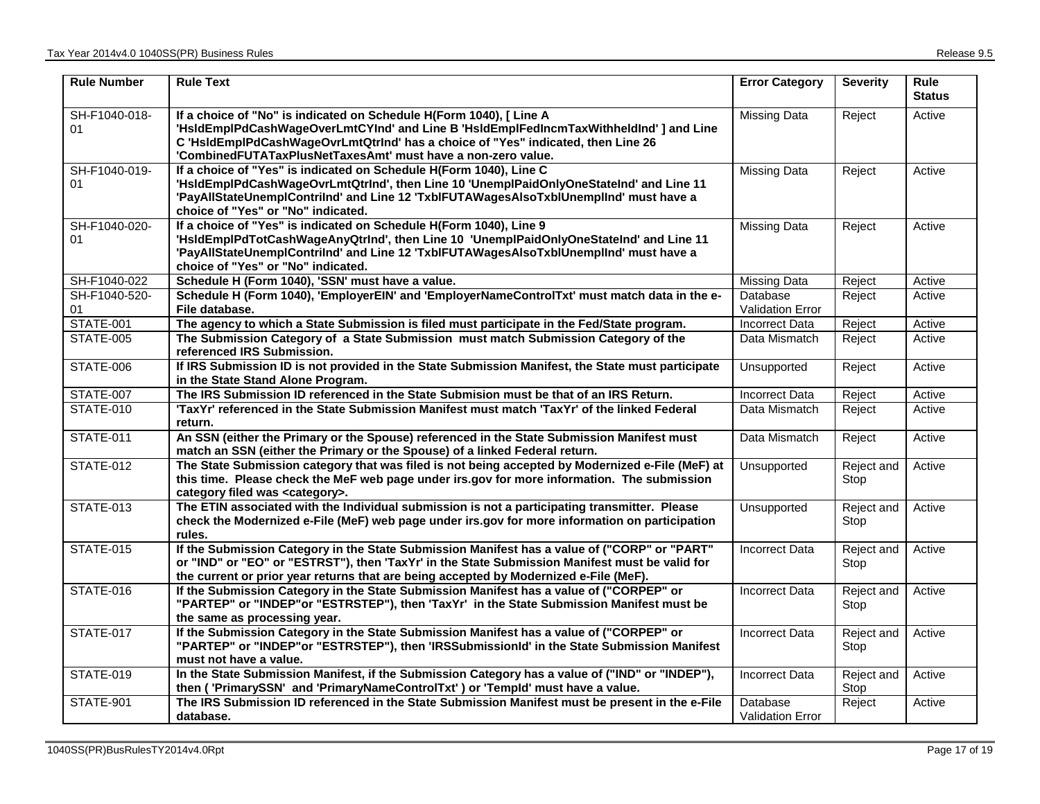| Rule Number | Rule Text | Error Category | Severity | Rule Status |
| --- | --- | --- | --- | --- |
| SH-F1040-018-01 | **If a choice of "No" is indicated on Schedule H(Form 1040), [ Line A 'HsldEmplPdCashWageOverLmtCYInd' and Line B 'HsldEmplFedIncmTaxWithheldInd' ] and Line C 'HsldEmplPdCashWageOvrLmtQtrInd' has a choice of "Yes" indicated, then Line 26 'CombinedFUTATaxPlusNetTaxesAmt' must have a non-zero value.** | Missing Data | Reject | Active |
| SH-F1040-019-01 | **If a choice of "Yes" is indicated on Schedule H(Form 1040), Line C 'HsldEmplPdCashWageOvrLmtQtrInd', then Line 10 'UnemplPaidOnlyOneStateInd' and Line 11 'PayAllStateUnemplContriInd' and Line 12 'TxblFUTAWagesAlsoTxblUnemplInd' must have a choice of "Yes" or "No" indicated.** | Missing Data | Reject | Active |
| SH-F1040-020-01 | **If a choice of "Yes" is indicated on Schedule H(Form 1040), Line 9 'HsldEmplPdTotCashWageAnyQtrInd', then Line 10 'UnemplPaidOnlyOneStateInd' and Line 11 'PayAllStateUnemplContriInd' and Line 12 'TxblFUTAWagesAlsoTxblUnemplInd' must have a choice of "Yes" or "No" indicated.** | Missing Data | Reject | Active |
| SH-F1040-022 | **Schedule H (Form 1040), 'SSN' must have a value.** | Missing Data | Reject | Active |
| SH-F1040-520-01 | **Schedule H (Form 1040), 'EmployerEIN' and 'EmployerNameControlTxt' must match data in the e-File database.** | Database Validation Error | Reject | Active |
| STATE-001 | **The agency to which a State Submission is filed must participate in the Fed/State program.** | Incorrect Data | Reject | Active |
| STATE-005 | **The Submission Category of a State Submission must match Submission Category of the referenced IRS Submission.** | Data Mismatch | Reject | Active |
| STATE-006 | **If IRS Submission ID is not provided in the State Submission Manifest, the State must participate in the State Stand Alone Program.** | Unsupported | Reject | Active |
| STATE-007 | **The IRS Submission ID referenced in the State Submision must be that of an IRS Return.** | Incorrect Data | Reject | Active |
| STATE-010 | **'TaxYr' referenced in the State Submission Manifest must match 'TaxYr' of the linked Federal return.** | Data Mismatch | Reject | Active |
| STATE-011 | **An SSN (either the Primary or the Spouse) referenced in the State Submission Manifest must match an SSN (either the Primary or the Spouse) of a linked Federal return.** | Data Mismatch | Reject | Active |
| STATE-012 | **The State Submission category that was filed is not being accepted by Modernized e-File (MeF) at this time. Please check the MeF web page under irs.gov for more information. The submission category filed was <category>.** | Unsupported | Reject and Stop | Active |
| STATE-013 | **The ETIN associated with the Individual submission is not a participating transmitter. Please check the Modernized e-File (MeF) web page under irs.gov for more information on participation rules.** | Unsupported | Reject and Stop | Active |
| STATE-015 | **If the Submission Category in the State Submission Manifest has a value of ("CORP" or "PART" or "IND" or "EO" or "ESTRST"), then 'TaxYr' in the State Submission Manifest must be valid for the current or prior year returns that are being accepted by Modernized e-File (MeF).** | Incorrect Data | Reject and Stop | Active |
| STATE-016 | **If the Submission Category in the State Submission Manifest has a value of ("CORPEP" or "PARTEP" or "INDEP"or "ESTRSTEP"), then 'TaxYr' in the State Submission Manifest must be the same as processing year.** | Incorrect Data | Reject and Stop | Active |
| STATE-017 | **If the Submission Category in the State Submission Manifest has a value of ("CORPEP" or "PARTEP" or "INDEP"or "ESTRSTEP"), then 'IRSSubmissionId' in the State Submission Manifest must not have a value.** | Incorrect Data | Reject and Stop | Active |
| STATE-019 | **In the State Submission Manifest, if the Submission Category has a value of ("IND" or "INDEP"), then ( 'PrimarySSN' and 'PrimaryNameControlTxt' ) or 'TempId' must have a value.** | Incorrect Data | Reject and Stop | Active |
| STATE-901 | **The IRS Submission ID referenced in the State Submission Manifest must be present in the e-File database.** | Database Validation Error | Reject | Active |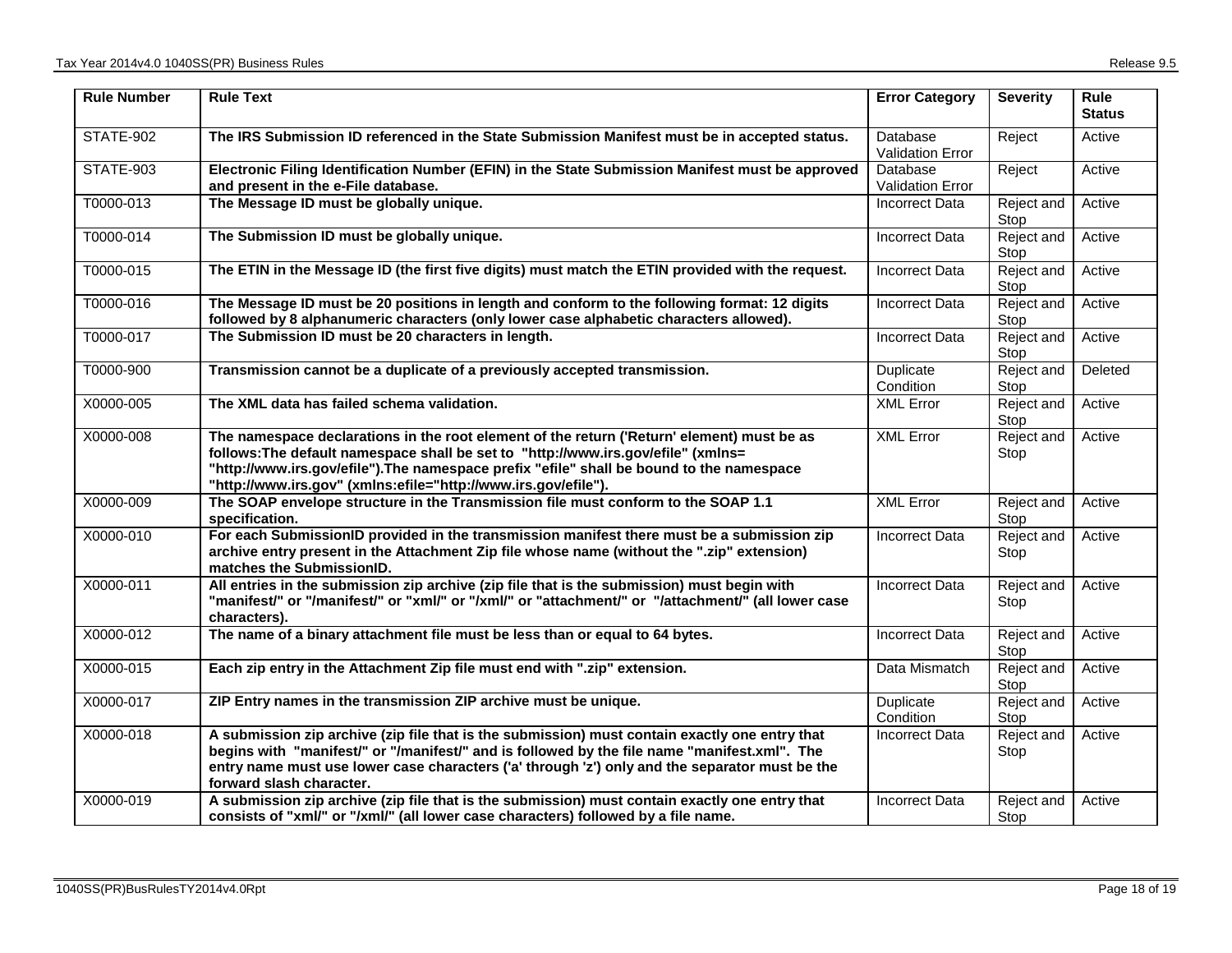| Rule Number | Rule Text | Error Category | Severity | Rule Status |
|---|---|---|---|---|
| STATE-902 | **The IRS Submission ID referenced in the State Submission Manifest must be in accepted status.** | Database Validation Error | Reject | Active |
| STATE-903 | **Electronic Filing Identification Number (EFIN) in the State Submission Manifest must be approved and present in the e-File database.** | Database Validation Error | Reject | Active |
| T0000-013 | **The Message ID must be globally unique.** | Incorrect Data | Reject and Stop | Active |
| T0000-014 | **The Submission ID must be globally unique.** | Incorrect Data | Reject and Stop | Active |
| T0000-015 | **The ETIN in the Message ID (the first five digits) must match the ETIN provided with the request.** | Incorrect Data | Reject and Stop | Active |
| T0000-016 | **The Message ID must be 20 positions in length and conform to the following format: 12 digits followed by 8 alphanumeric characters (only lower case alphabetic characters allowed).** | Incorrect Data | Reject and Stop | Active |
| T0000-017 | **The Submission ID must be 20 characters in length.** | Incorrect Data | Reject and Stop | Active |
| T0000-900 | **Transmission cannot be a duplicate of a previously accepted transmission.** | Duplicate Condition | Reject and Stop | Deleted |
| X0000-005 | **The XML data has failed schema validation.** | XML Error | Reject and Stop | Active |
| X0000-008 | **The namespace declarations in the root element of the return ('Return' element) must be as follows:The default namespace shall be set to "http://www.irs.gov/efile" (xmlns= "http://www.irs.gov/efile").The namespace prefix "efile" shall be bound to the namespace "http://www.irs.gov" (xmlns:efile="http://www.irs.gov/efile").** | XML Error | Reject and Stop | Active |
| X0000-009 | **The SOAP envelope structure in the Transmission file must conform to the SOAP 1.1 specification.** | XML Error | Reject and Stop | Active |
| X0000-010 | **For each SubmissionID provided in the transmission manifest there must be a submission zip archive entry present in the Attachment Zip file whose name (without the ".zip" extension) matches the SubmissionID.** | Incorrect Data | Reject and Stop | Active |
| X0000-011 | **All entries in the submission zip archive (zip file that is the submission) must begin with "manifest/" or "/manifest/" or "xml/" or "/xml/" or "attachment/" or "/attachment/" (all lower case characters).** | Incorrect Data | Reject and Stop | Active |
| X0000-012 | **The name of a binary attachment file must be less than or equal to 64 bytes.** | Incorrect Data | Reject and Stop | Active |
| X0000-015 | **Each zip entry in the Attachment Zip file must end with ".zip" extension.** | Data Mismatch | Reject and Stop | Active |
| X0000-017 | **ZIP Entry names in the transmission ZIP archive must be unique.** | Duplicate Condition | Reject and Stop | Active |
| X0000-018 | **A submission zip archive (zip file that is the submission) must contain exactly one entry that begins with "manifest/" or "/manifest/" and is followed by the file name "manifest.xml". The entry name must use lower case characters ('a' through 'z') only and the separator must be the forward slash character.** | Incorrect Data | Reject and Stop | Active |
| X0000-019 | **A submission zip archive (zip file that is the submission) must contain exactly one entry that consists of "xml/" or "/xml/" (all lower case characters) followed by a file name.** | Incorrect Data | Reject and Stop | Active |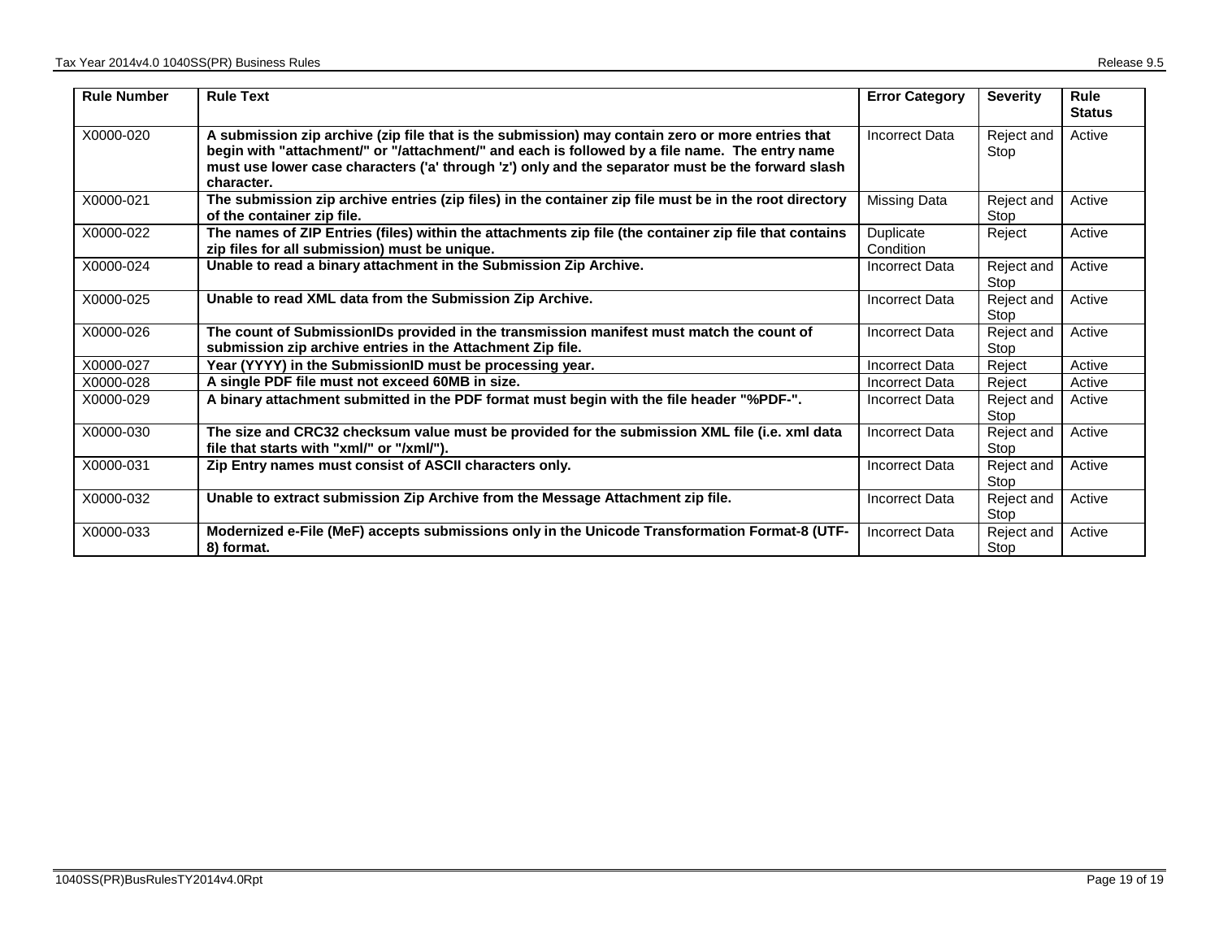| Rule Number | Rule Text | Error Category | Severity | Rule Status |
|---|---|---|---|---|
| X0000-020 | **A submission zip archive (zip file that is the submission) may contain zero or more entries that begin with "attachment/" or "/attachment/" and each is followed by a file name. The entry name must use lower case characters ('a' through 'z') only and the separator must be the forward slash character.** | Incorrect Data | Reject and Stop | Active |
| X0000-021 | **The submission zip archive entries (zip files) in the container zip file must be in the root directory of the container zip file.** | Missing Data | Reject and Stop | Active |
| X0000-022 | **The names of ZIP Entries (files) within the attachments zip file (the container zip file that contains zip files for all submission) must be unique.** | Duplicate Condition | Reject | Active |
| X0000-024 | **Unable to read a binary attachment in the Submission Zip Archive.** | Incorrect Data | Reject and Stop | Active |
| X0000-025 | **Unable to read XML data from the Submission Zip Archive.** | Incorrect Data | Reject and Stop | Active |
| X0000-026 | **The count of SubmissionIDs provided in the transmission manifest must match the count of submission zip archive entries in the Attachment Zip file.** | Incorrect Data | Reject and Stop | Active |
| X0000-027 | **Year (YYYY) in the SubmissionID must be processing year.** | Incorrect Data | Reject | Active |
| X0000-028 | **A single PDF file must not exceed 60MB in size.** | Incorrect Data | Reject | Active |
| X0000-029 | **A binary attachment submitted in the PDF format must begin with the file header "%PDF-".** | Incorrect Data | Reject and Stop | Active |
| X0000-030 | **The size and CRC32 checksum value must be provided for the submission XML file (i.e. xml data file that starts with "xml/" or "/xml/").** | Incorrect Data | Reject and Stop | Active |
| X0000-031 | **Zip Entry names must consist of ASCII characters only.** | Incorrect Data | Reject and Stop | Active |
| X0000-032 | **Unable to extract submission Zip Archive from the Message Attachment zip file.** | Incorrect Data | Reject and Stop | Active |
| X0000-033 | **Modernized e-File (MeF) accepts submissions only in the Unicode Transformation Format-8 (UTF-8) format.** | Incorrect Data | Reject and Stop | Active |